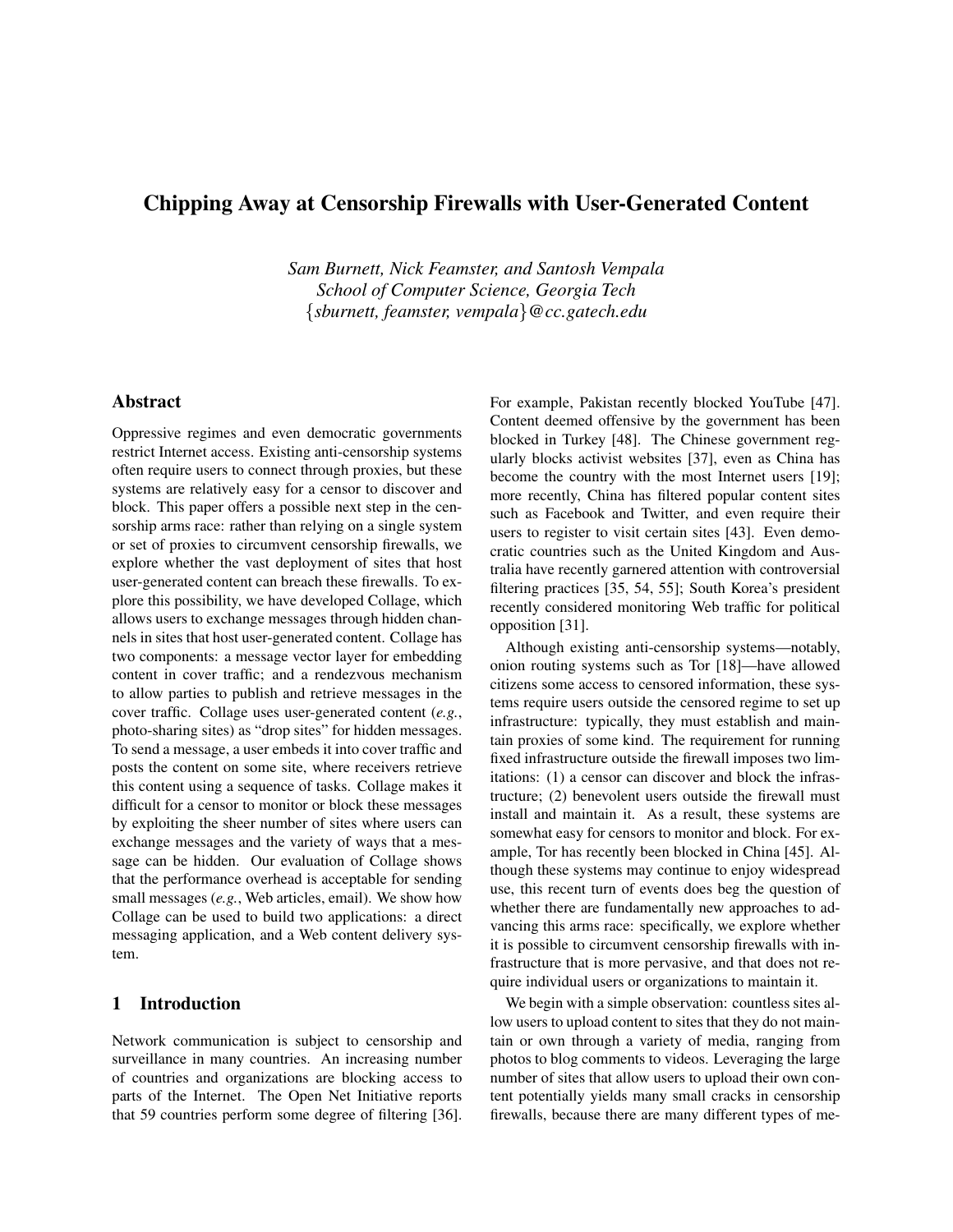# Chipping Away at Censorship Firewalls with User-Generated Content

*Sam Burnett, Nick Feamster, and Santosh Vempala*
*School of Computer Science, Georgia Tech*
*{sburnett, feamster, vempala}@cc.gatech.edu*

## Abstract

Oppressive regimes and even democratic governments restrict Internet access. Existing anti-censorship systems often require users to connect through proxies, but these systems are relatively easy for a censor to discover and block. This paper offers a possible next step in the censorship arms race: rather than relying on a single system or set of proxies to circumvent censorship firewalls, we explore whether the vast deployment of sites that host user-generated content can breach these firewalls. To explore this possibility, we have developed Collage, which allows users to exchange messages through hidden channels in sites that host user-generated content. Collage has two components: a message vector layer for embedding content in cover traffic; and a rendezvous mechanism to allow parties to publish and retrieve messages in the cover traffic. Collage uses user-generated content (*e.g.*, photo-sharing sites) as "drop sites" for hidden messages. To send a message, a user embeds it into cover traffic and posts the content on some site, where receivers retrieve this content using a sequence of tasks. Collage makes it difficult for a censor to monitor or block these messages by exploiting the sheer number of sites where users can exchange messages and the variety of ways that a message can be hidden. Our evaluation of Collage shows that the performance overhead is acceptable for sending small messages (*e.g.*, Web articles, email). We show how Collage can be used to build two applications: a direct messaging application, and a Web content delivery system.

## 1 Introduction

Network communication is subject to censorship and surveillance in many countries. An increasing number of countries and organizations are blocking access to parts of the Internet. The Open Net Initiative reports that 59 countries perform some degree of filtering [36]. For example, Pakistan recently blocked YouTube [47]. Content deemed offensive by the government has been blocked in Turkey [48]. The Chinese government regularly blocks activist websites [37], even as China has become the country with the most Internet users [19]; more recently, China has filtered popular content sites such as Facebook and Twitter, and even require their users to register to visit certain sites [43]. Even democratic countries such as the United Kingdom and Australia have recently garnered attention with controversial filtering practices [35, 54, 55]; South Korea's president recently considered monitoring Web traffic for political opposition [31].

Although existing anti-censorship systems—notably, onion routing systems such as Tor [18]—have allowed citizens some access to censored information, these systems require users outside the censored regime to set up infrastructure: typically, they must establish and maintain proxies of some kind. The requirement for running fixed infrastructure outside the firewall imposes two limitations: (1) a censor can discover and block the infrastructure; (2) benevolent users outside the firewall must install and maintain it. As a result, these systems are somewhat easy for censors to monitor and block. For example, Tor has recently been blocked in China [45]. Although these systems may continue to enjoy widespread use, this recent turn of events does beg the question of whether there are fundamentally new approaches to advancing this arms race: specifically, we explore whether it is possible to circumvent censorship firewalls with infrastructure that is more pervasive, and that does not require individual users or organizations to maintain it.

We begin with a simple observation: countless sites allow users to upload content to sites that they do not maintain or own through a variety of media, ranging from photos to blog comments to videos. Leveraging the large number of sites that allow users to upload their own content potentially yields many small cracks in censorship firewalls, because there are many different types of me-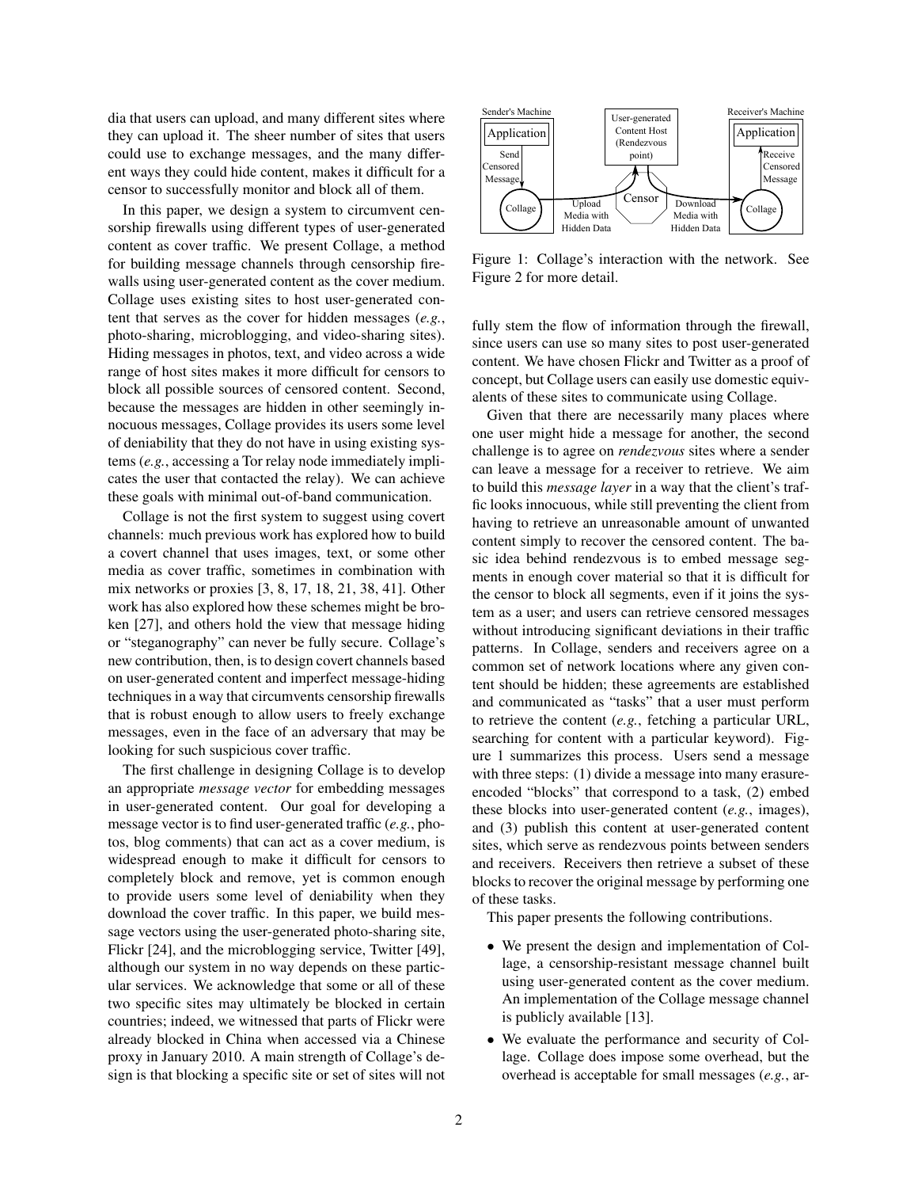dia that users can upload, and many different sites where they can upload it. The sheer number of sites that users could use to exchange messages, and the many different ways they could hide content, makes it difficult for a censor to successfully monitor and block all of them.

In this paper, we design a system to circumvent censorship firewalls using different types of user-generated content as cover traffic. We present Collage, a method for building message channels through censorship firewalls using user-generated content as the cover medium. Collage uses existing sites to host user-generated content that serves as the cover for hidden messages (*e.g.*, photo-sharing, microblogging, and video-sharing sites). Hiding messages in photos, text, and video across a wide range of host sites makes it more difficult for censors to block all possible sources of censored content. Second, because the messages are hidden in other seemingly innocuous messages, Collage provides its users some level of deniability that they do not have in using existing systems (*e.g.*, accessing a Tor relay node immediately implicates the user that contacted the relay). We can achieve these goals with minimal out-of-band communication.

Collage is not the first system to suggest using covert channels: much previous work has explored how to build a covert channel that uses images, text, or some other media as cover traffic, sometimes in combination with mix networks or proxies [3, 8, 17, 18, 21, 38, 41]. Other work has also explored how these schemes might be broken [27], and others hold the view that message hiding or "steganography" can never be fully secure. Collage's new contribution, then, is to design covert channels based on user-generated content and imperfect message-hiding techniques in a way that circumvents censorship firewalls that is robust enough to allow users to freely exchange messages, even in the face of an adversary that may be looking for such suspicious cover traffic.

The first challenge in designing Collage is to develop an appropriate *message vector* for embedding messages in user-generated content. Our goal for developing a message vector is to find user-generated traffic (*e.g.*, photos, blog comments) that can act as a cover medium, is widespread enough to make it difficult for censors to completely block and remove, yet is common enough to provide users some level of deniability when they download the cover traffic. In this paper, we build message vectors using the user-generated photo-sharing site, Flickr [24], and the microblogging service, Twitter [49], although our system in no way depends on these particular services. We acknowledge that some or all of these two specific sites may ultimately be blocked in certain countries; indeed, we witnessed that parts of Flickr were already blocked in China when accessed via a Chinese proxy in January 2010. A main strength of Collage's design is that blocking a specific site or set of sites will not fully stem the flow of information through the firewall, since users can use so many sites to post user-generated content. We have chosen Flickr and Twitter as a proof of concept, but Collage users can easily use domestic equivalents of these sites to communicate using Collage.

Figure 1: Collage's interaction with the network. See Figure 2 for more detail.

Given that there are necessarily many places where one user might hide a message for another, the second challenge is to agree on *rendezvous* sites where a sender can leave a message for a receiver to retrieve. We aim to build this *message layer* in a way that the client's traffic looks innocuous, while still preventing the client from having to retrieve an unreasonable amount of unwanted content simply to recover the censored content. The basic idea behind rendezvous is to embed message segments in enough cover material so that it is difficult for the censor to block all segments, even if it joins the system as a user; and users can retrieve censored messages without introducing significant deviations in their traffic patterns. In Collage, senders and receivers agree on a common set of network locations where any given content should be hidden; these agreements are established and communicated as "tasks" that a user must perform to retrieve the content (*e.g.*, fetching a particular URL, searching for content with a particular keyword). Figure 1 summarizes this process. Users send a message with three steps: (1) divide a message into many erasure-encoded "blocks" that correspond to a task, (2) embed these blocks into user-generated content (*e.g.*, images), and (3) publish this content at user-generated content sites, which serve as rendezvous points between senders and receivers. Receivers then retrieve a subset of these blocks to recover the original message by performing one of these tasks.

This paper presents the following contributions.

- We present the design and implementation of Collage, a censorship-resistant message channel built using user-generated content as the cover medium. An implementation of the Collage message channel is publicly available [13].
- We evaluate the performance and security of Collage. Collage does impose some overhead, but the overhead is acceptable for small messages (*e.g.*, ar-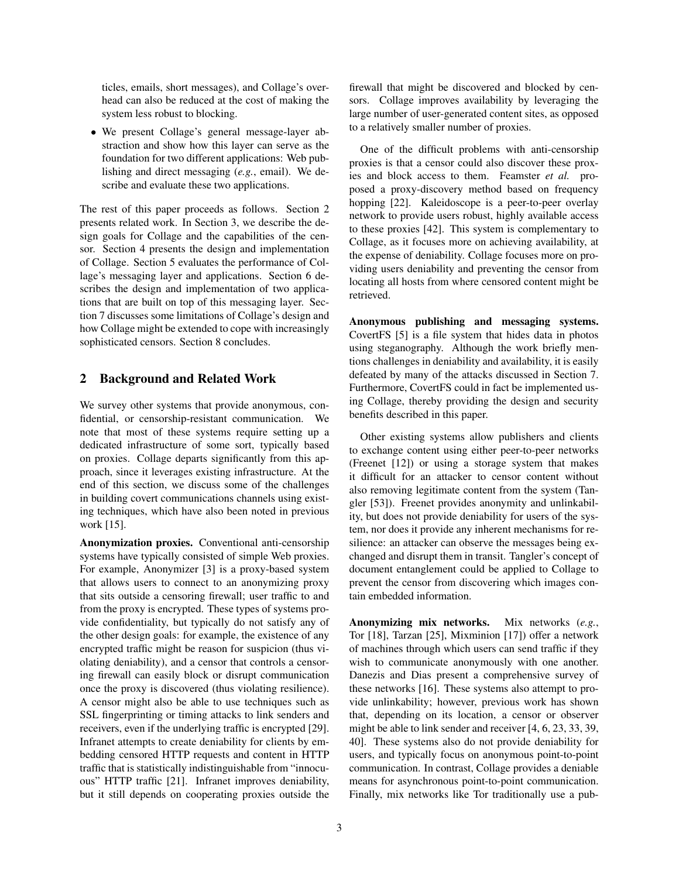ticles, emails, short messages), and Collage's overhead can also be reduced at the cost of making the system less robust to blocking.

- We present Collage's general message-layer abstraction and show how this layer can serve as the foundation for two different applications: Web publishing and direct messaging (*e.g.*, email). We describe and evaluate these two applications.

The rest of this paper proceeds as follows. Section 2 presents related work. In Section 3, we describe the design goals for Collage and the capabilities of the censor. Section 4 presents the design and implementation of Collage. Section 5 evaluates the performance of Collage's messaging layer and applications. Section 6 describes the design and implementation of two applications that are built on top of this messaging layer. Section 7 discusses some limitations of Collage's design and how Collage might be extended to cope with increasingly sophisticated censors. Section 8 concludes.

## 2 Background and Related Work

We survey other systems that provide anonymous, confidential, or censorship-resistant communication. We note that most of these systems require setting up a dedicated infrastructure of some sort, typically based on proxies. Collage departs significantly from this approach, since it leverages existing infrastructure. At the end of this section, we discuss some of the challenges in building covert communications channels using existing techniques, which have also been noted in previous work [15].

**Anonymization proxies.** Conventional anti-censorship systems have typically consisted of simple Web proxies. For example, Anonymizer [3] is a proxy-based system that allows users to connect to an anonymizing proxy that sits outside a censoring firewall; user traffic to and from the proxy is encrypted. These types of systems provide confidentiality, but typically do not satisfy any of the other design goals: for example, the existence of any encrypted traffic might be reason for suspicion (thus violating deniability), and a censor that controls a censoring firewall can easily block or disrupt communication once the proxy is discovered (thus violating resilience). A censor might also be able to use techniques such as SSL fingerprinting or timing attacks to link senders and receivers, even if the underlying traffic is encrypted [29]. Infranet attempts to create deniability for clients by embedding censored HTTP requests and content in HTTP traffic that is statistically indistinguishable from "innocuous" HTTP traffic [21]. Infranet improves deniability, but it still depends on cooperating proxies outside the firewall that might be discovered and blocked by censors. Collage improves availability by leveraging the large number of user-generated content sites, as opposed to a relatively smaller number of proxies.

One of the difficult problems with anti-censorship proxies is that a censor could also discover these proxies and block access to them. Feamster *et al.* proposed a proxy-discovery method based on frequency hopping [22]. Kaleidoscope is a peer-to-peer overlay network to provide users robust, highly available access to these proxies [42]. This system is complementary to Collage, as it focuses more on achieving availability, at the expense of deniability. Collage focuses more on providing users deniability and preventing the censor from locating all hosts from where censored content might be retrieved.

**Anonymous publishing and messaging systems.** CovertFS [5] is a file system that hides data in photos using steganography. Although the work briefly mentions challenges in deniability and availability, it is easily defeated by many of the attacks discussed in Section 7. Furthermore, CovertFS could in fact be implemented using Collage, thereby providing the design and security benefits described in this paper.

Other existing systems allow publishers and clients to exchange content using either peer-to-peer networks (Freenet [12]) or using a storage system that makes it difficult for an attacker to censor content without also removing legitimate content from the system (Tangler [53]). Freenet provides anonymity and unlinkability, but does not provide deniability for users of the system, nor does it provide any inherent mechanisms for resilience: an attacker can observe the messages being exchanged and disrupt them in transit. Tangler's concept of document entanglement could be applied to Collage to prevent the censor from discovering which images contain embedded information.

**Anonymizing mix networks.** Mix networks (*e.g.*, Tor [18], Tarzan [25], Mixminion [17]) offer a network of machines through which users can send traffic if they wish to communicate anonymously with one another. Danezis and Dias present a comprehensive survey of these networks [16]. These systems also attempt to provide unlinkability; however, previous work has shown that, depending on its location, a censor or observer might be able to link sender and receiver [4, 6, 23, 33, 39, 40]. These systems also do not provide deniability for users, and typically focus on anonymous point-to-point communication. In contrast, Collage provides a deniable means for asynchronous point-to-point communication. Finally, mix networks like Tor traditionally use a pub-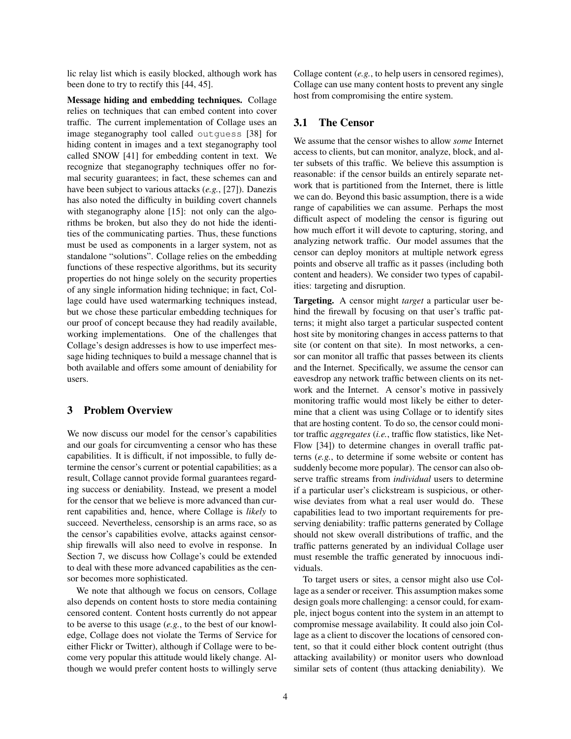lic relay list which is easily blocked, although work has been done to try to rectify this [44, 45].

**Message hiding and embedding techniques.** Collage relies on techniques that can embed content into cover traffic. The current implementation of Collage uses an image steganography tool called `outguess` [38] for hiding content in images and a text steganography tool called SNOW [41] for embedding content in text. We recognize that steganography techniques offer no formal security guarantees; in fact, these schemes can and have been subject to various attacks (*e.g.*, [27]). Danezis has also noted the difficulty in building covert channels with steganography alone [15]: not only can the algorithms be broken, but also they do not hide the identities of the communicating parties. Thus, these functions must be used as components in a larger system, not as standalone "solutions". Collage relies on the embedding functions of these respective algorithms, but its security properties do not hinge solely on the security properties of any single information hiding technique; in fact, Collage could have used watermarking techniques instead, but we chose these particular embedding techniques for our proof of concept because they had readily available, working implementations. One of the challenges that Collage's design addresses is how to use imperfect message hiding techniques to build a message channel that is both available and offers some amount of deniability for users.

# 3 Problem Overview

We now discuss our model for the censor's capabilities and our goals for circumventing a censor who has these capabilities. It is difficult, if not impossible, to fully determine the censor's current or potential capabilities; as a result, Collage cannot provide formal guarantees regarding success or deniability. Instead, we present a model for the censor that we believe is more advanced than current capabilities and, hence, where Collage is *likely* to succeed. Nevertheless, censorship is an arms race, so as the censor's capabilities evolve, attacks against censorship firewalls will also need to evolve in response. In Section 7, we discuss how Collage's could be extended to deal with these more advanced capabilities as the censor becomes more sophisticated.

We note that although we focus on censors, Collage also depends on content hosts to store media containing censored content. Content hosts currently do not appear to be averse to this usage (*e.g.*, to the best of our knowledge, Collage does not violate the Terms of Service for either Flickr or Twitter), although if Collage were to become very popular this attitude would likely change. Although we would prefer content hosts to willingly serve Collage content (*e.g.*, to help users in censored regimes), Collage can use many content hosts to prevent any single host from compromising the entire system.

## 3.1 The Censor

We assume that the censor wishes to allow *some* Internet access to clients, but can monitor, analyze, block, and alter subsets of this traffic. We believe this assumption is reasonable: if the censor builds an entirely separate network that is partitioned from the Internet, there is little we can do. Beyond this basic assumption, there is a wide range of capabilities we can assume. Perhaps the most difficult aspect of modeling the censor is figuring out how much effort it will devote to capturing, storing, and analyzing network traffic. Our model assumes that the censor can deploy monitors at multiple network egress points and observe all traffic as it passes (including both content and headers). We consider two types of capabilities: targeting and disruption.

**Targeting.** A censor might *target* a particular user behind the firewall by focusing on that user's traffic patterns; it might also target a particular suspected content host site by monitoring changes in access patterns to that site (or content on that site). In most networks, a censor can monitor all traffic that passes between its clients and the Internet. Specifically, we assume the censor can eavesdrop any network traffic between clients on its network and the Internet. A censor's motive in passively monitoring traffic would most likely be either to determine that a client was using Collage or to identify sites that are hosting content. To do so, the censor could monitor traffic *aggregates* (*i.e.*, traffic flow statistics, like NetFlow [34]) to determine changes in overall traffic patterns (*e.g.*, to determine if some website or content has suddenly become more popular). The censor can also observe traffic streams from *individual* users to determine if a particular user's clickstream is suspicious, or otherwise deviates from what a real user would do. These capabilities lead to two important requirements for preserving deniability: traffic patterns generated by Collage should not skew overall distributions of traffic, and the traffic patterns generated by an individual Collage user must resemble the traffic generated by innocuous individuals.

To target users or sites, a censor might also use Collage as a sender or receiver. This assumption makes some design goals more challenging: a censor could, for example, inject bogus content into the system in an attempt to compromise message availability. It could also join Collage as a client to discover the locations of censored content, so that it could either block content outright (thus attacking availability) or monitor users who download similar sets of content (thus attacking deniability). We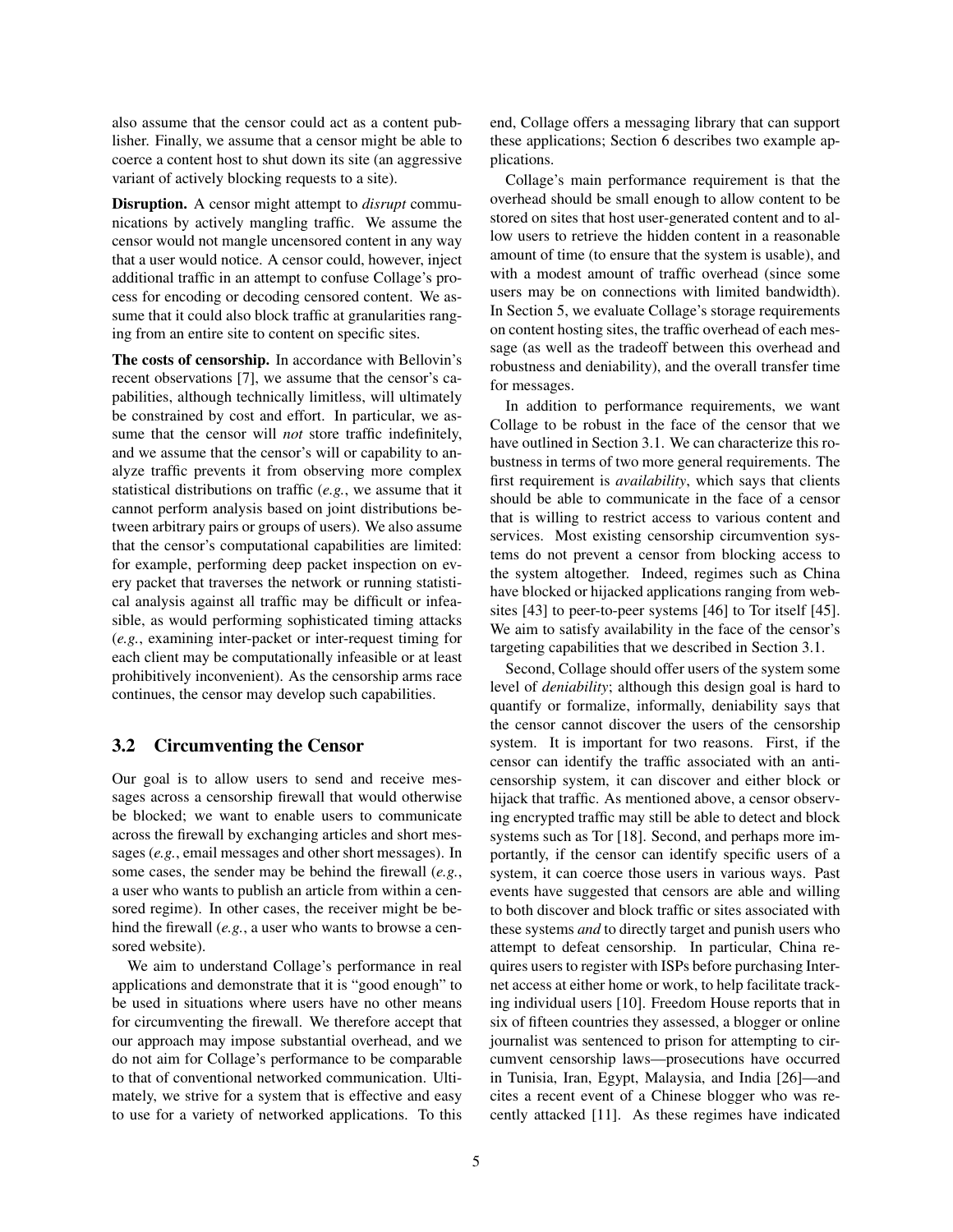also assume that the censor could act as a content publisher. Finally, we assume that a censor might be able to coerce a content host to shut down its site (an aggressive variant of actively blocking requests to a site).

**Disruption.** A censor might attempt to *disrupt* communications by actively mangling traffic. We assume the censor would not mangle uncensored content in any way that a user would notice. A censor could, however, inject additional traffic in an attempt to confuse Collage's process for encoding or decoding censored content. We assume that it could also block traffic at granularities ranging from an entire site to content on specific sites.

**The costs of censorship.** In accordance with Bellovin's recent observations [7], we assume that the censor's capabilities, although technically limitless, will ultimately be constrained by cost and effort. In particular, we assume that the censor will *not* store traffic indefinitely, and we assume that the censor's will or capability to analyze traffic prevents it from observing more complex statistical distributions on traffic (*e.g.*, we assume that it cannot perform analysis based on joint distributions between arbitrary pairs or groups of users). We also assume that the censor's computational capabilities are limited: for example, performing deep packet inspection on every packet that traverses the network or running statistical analysis against all traffic may be difficult or infeasible, as would performing sophisticated timing attacks (*e.g.*, examining inter-packet or inter-request timing for each client may be computationally infeasible or at least prohibitively inconvenient). As the censorship arms race continues, the censor may develop such capabilities.

### 3.2 Circumventing the Censor

Our goal is to allow users to send and receive messages across a censorship firewall that would otherwise be blocked; we want to enable users to communicate across the firewall by exchanging articles and short messages (*e.g.*, email messages and other short messages). In some cases, the sender may be behind the firewall (*e.g.*, a user who wants to publish an article from within a censored regime). In other cases, the receiver might be behind the firewall (*e.g.*, a user who wants to browse a censored website).

We aim to understand Collage's performance in real applications and demonstrate that it is "good enough" to be used in situations where users have no other means for circumventing the firewall. We therefore accept that our approach may impose substantial overhead, and we do not aim for Collage's performance to be comparable to that of conventional networked communication. Ultimately, we strive for a system that is effective and easy to use for a variety of networked applications. To this end, Collage offers a messaging library that can support these applications; Section 6 describes two example applications.

Collage's main performance requirement is that the overhead should be small enough to allow content to be stored on sites that host user-generated content and to allow users to retrieve the hidden content in a reasonable amount of time (to ensure that the system is usable), and with a modest amount of traffic overhead (since some users may be on connections with limited bandwidth). In Section 5, we evaluate Collage's storage requirements on content hosting sites, the traffic overhead of each message (as well as the tradeoff between this overhead and robustness and deniability), and the overall transfer time for messages.

In addition to performance requirements, we want Collage to be robust in the face of the censor that we have outlined in Section 3.1. We can characterize this robustness in terms of two more general requirements. The first requirement is *availability*, which says that clients should be able to communicate in the face of a censor that is willing to restrict access to various content and services. Most existing censorship circumvention systems do not prevent a censor from blocking access to the system altogether. Indeed, regimes such as China have blocked or hijacked applications ranging from websites [43] to peer-to-peer systems [46] to Tor itself [45]. We aim to satisfy availability in the face of the censor's targeting capabilities that we described in Section 3.1.

Second, Collage should offer users of the system some level of *deniability*; although this design goal is hard to quantify or formalize, informally, deniability says that the censor cannot discover the users of the censorship system. It is important for two reasons. First, if the censor can identify the traffic associated with an anti-censorship system, it can discover and either block or hijack that traffic. As mentioned above, a censor observing encrypted traffic may still be able to detect and block systems such as Tor [18]. Second, and perhaps more importantly, if the censor can identify specific users of a system, it can coerce those users in various ways. Past events have suggested that censors are able and willing to both discover and block traffic or sites associated with these systems *and* to directly target and punish users who attempt to defeat censorship. In particular, China requires users to register with ISPs before purchasing Internet access at either home or work, to help facilitate tracking individual users [10]. Freedom House reports that in six of fifteen countries they assessed, a blogger or online journalist was sentenced to prison for attempting to circumvent censorship laws—prosecutions have occurred in Tunisia, Iran, Egypt, Malaysia, and India [26]—and cites a recent event of a Chinese blogger who was recently attacked [11]. As these regimes have indicated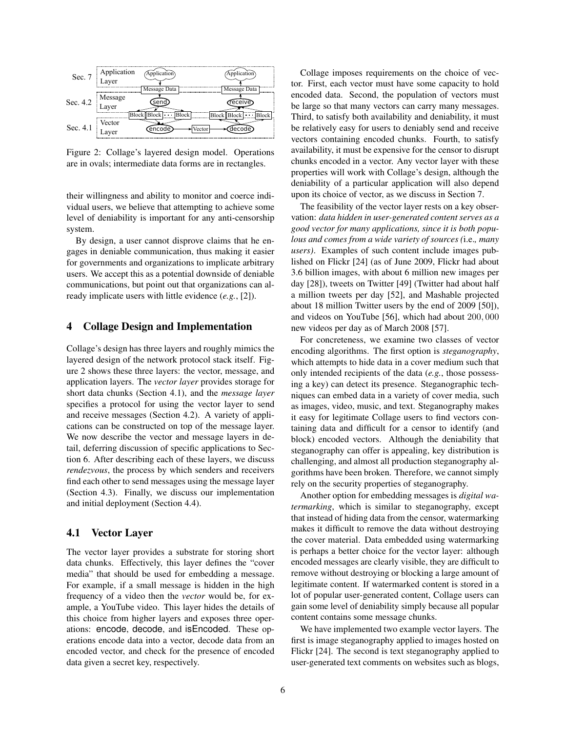Figure 2: Collage's layered design model. Operations are in ovals; intermediate data forms are in rectangles.

their willingness and ability to monitor and coerce individual users, we believe that attempting to achieve some level of deniability is important for any anti-censorship system.

By design, a user cannot disprove claims that he engages in deniable communication, thus making it easier for governments and organizations to implicate arbitrary users. We accept this as a potential downside of deniable communications, but point out that organizations can already implicate users with little evidence (*e.g.*, [2]).

## 4 Collage Design and Implementation

Collage's design has three layers and roughly mimics the layered design of the network protocol stack itself. Figure 2 shows these three layers: the vector, message, and application layers. The *vector layer* provides storage for short data chunks (Section 4.1), and the *message layer* specifies a protocol for using the vector layer to send and receive messages (Section 4.2). A variety of applications can be constructed on top of the message layer. We now describe the vector and message layers in detail, deferring discussion of specific applications to Section 6. After describing each of these layers, we discuss *rendezvous*, the process by which senders and receivers find each other to send messages using the message layer (Section 4.3). Finally, we discuss our implementation and initial deployment (Section 4.4).

### 4.1 Vector Layer

The vector layer provides a substrate for storing short data chunks. Effectively, this layer defines the "cover media" that should be used for embedding a message. For example, if a small message is hidden in the high frequency of a video then the *vector* would be, for example, a YouTube video. This layer hides the details of this choice from higher layers and exposes three operations: encode, decode, and isEncoded. These operations encode data into a vector, decode data from an encoded vector, and check for the presence of encoded data given a secret key, respectively.

Collage imposes requirements on the choice of vector. First, each vector must have some capacity to hold encoded data. Second, the population of vectors must be large so that many vectors can carry many messages. Third, to satisfy both availability and deniability, it must be relatively easy for users to deniably send and receive vectors containing encoded chunks. Fourth, to satisfy availability, it must be expensive for the censor to disrupt chunks encoded in a vector. Any vector layer with these properties will work with Collage's design, although the deniability of a particular application will also depend upon its choice of vector, as we discuss in Section 7.

The feasibility of the vector layer rests on a key observation: *data hidden in user-generated content serves as a good vector for many applications, since it is both populous and comes from a wide variety of sources (*i.e.*, many users)*. Examples of such content include images published on Flickr [24] (as of June 2009, Flickr had about 3.6 billion images, with about 6 million new images per day [28]), tweets on Twitter [49] (Twitter had about half a million tweets per day [52], and Mashable projected about 18 million Twitter users by the end of 2009 [50]), and videos on YouTube [56], which had about $200,000$ new videos per day as of March 2008 [57].

For concreteness, we examine two classes of vector encoding algorithms. The first option is *steganography*, which attempts to hide data in a cover medium such that only intended recipients of the data (*e.g.*, those possessing a key) can detect its presence. Steganographic techniques can embed data in a variety of cover media, such as images, video, music, and text. Steganography makes it easy for legitimate Collage users to find vectors containing data and difficult for a censor to identify (and block) encoded vectors. Although the deniability that steganography can offer is appealing, key distribution is challenging, and almost all production steganography algorithms have been broken. Therefore, we cannot simply rely on the security properties of steganography.

Another option for embedding messages is *digital watermarking*, which is similar to steganography, except that instead of hiding data from the censor, watermarking makes it difficult to remove the data without destroying the cover material. Data embedded using watermarking is perhaps a better choice for the vector layer: although encoded messages are clearly visible, they are difficult to remove without destroying or blocking a large amount of legitimate content. If watermarked content is stored in a lot of popular user-generated content, Collage users can gain some level of deniability simply because all popular content contains some message chunks.

We have implemented two example vector layers. The first is image steganography applied to images hosted on Flickr [24]. The second is text steganography applied to user-generated text comments on websites such as blogs,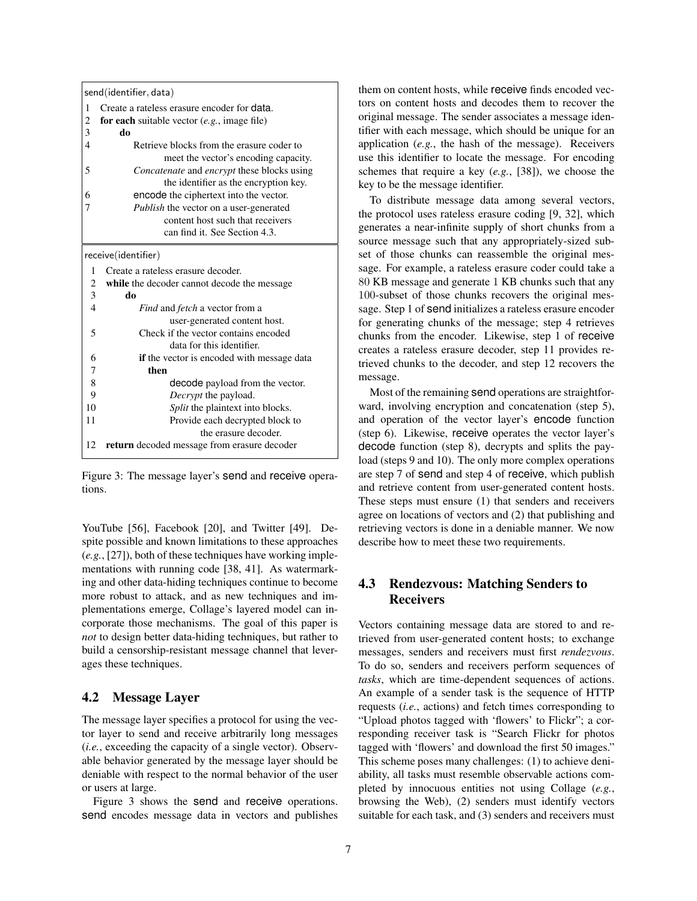```
send(identifier, data)
1   Create a rateless erasure encoder for data.
2   for each suitable vector (e.g., image file)
3       do
4           Retrieve blocks from the erasure coder to
                meet the vector's encoding capacity.
5           Concatenate and encrypt these blocks using
                the identifier as the encryption key.
6           encode the ciphertext into the vector.
7           Publish the vector on a user-generated
                content host such that receivers
                can find it. See Section 4.3.
```

```
receive(identifier)
1   Create a rateless erasure decoder.
2   while the decoder cannot decode the message
3       do
4           Find and fetch a vector from a
                user-generated content host.
5           Check if the vector contains encoded
                data for this identifier.
6           if the vector is encoded with message data
7               then
8                   decode payload from the vector.
9                   Decrypt the payload.
10                  Split the plaintext into blocks.
11                  Provide each decrypted block to
                        the erasure decoder.
12  return decoded message from erasure decoder
```

Figure 3: The message layer's send and receive operations.

YouTube [56], Facebook [20], and Twitter [49]. Despite possible and known limitations to these approaches (*e.g.*, [27]), both of these techniques have working implementations with running code [38, 41]. As watermarking and other data-hiding techniques continue to become more robust to attack, and as new techniques and implementations emerge, Collage's layered model can incorporate those mechanisms. The goal of this paper is *not* to design better data-hiding techniques, but rather to build a censorship-resistant message channel that leverages these techniques.

## 4.2 Message Layer

The message layer specifies a protocol for using the vector layer to send and receive arbitrarily long messages (*i.e.*, exceeding the capacity of a single vector). Observable behavior generated by the message layer should be deniable with respect to the normal behavior of the user or users at large.

Figure 3 shows the send and receive operations. send encodes message data in vectors and publishes them on content hosts, while receive finds encoded vectors on content hosts and decodes them to recover the original message. The sender associates a message identifier with each message, which should be unique for an application (*e.g.*, the hash of the message). Receivers use this identifier to locate the message. For encoding schemes that require a key (*e.g.*, [38]), we choose the key to be the message identifier.

To distribute message data among several vectors, the protocol uses rateless erasure coding [9, 32], which generates a near-infinite supply of short chunks from a source message such that any appropriately-sized subset of those chunks can reassemble the original message. For example, a rateless erasure coder could take a 80 KB message and generate 1 KB chunks such that any 100-subset of those chunks recovers the original message. Step 1 of send initializes a rateless erasure encoder for generating chunks of the message; step 4 retrieves chunks from the encoder. Likewise, step 1 of receive creates a rateless erasure decoder, step 11 provides retrieved chunks to the decoder, and step 12 recovers the message.

Most of the remaining send operations are straightforward, involving encryption and concatenation (step 5), and operation of the vector layer's encode function (step 6). Likewise, receive operates the vector layer's decode function (step 8), decrypts and splits the payload (steps 9 and 10). The only more complex operations are step 7 of send and step 4 of receive, which publish and retrieve content from user-generated content hosts. These steps must ensure (1) that senders and receivers agree on locations of vectors and (2) that publishing and retrieving vectors is done in a deniable manner. We now describe how to meet these two requirements.

## 4.3 Rendezvous: Matching Senders to Receivers

Vectors containing message data are stored to and retrieved from user-generated content hosts; to exchange messages, senders and receivers must first *rendezvous*. To do so, senders and receivers perform sequences of *tasks*, which are time-dependent sequences of actions. An example of a sender task is the sequence of HTTP requests (*i.e.*, actions) and fetch times corresponding to "Upload photos tagged with 'flowers' to Flickr"; a corresponding receiver task is "Search Flickr for photos tagged with 'flowers' and download the first 50 images." This scheme poses many challenges: (1) to achieve deniability, all tasks must resemble observable actions completed by innocuous entities not using Collage (*e.g.*, browsing the Web), (2) senders must identify vectors suitable for each task, and (3) senders and receivers must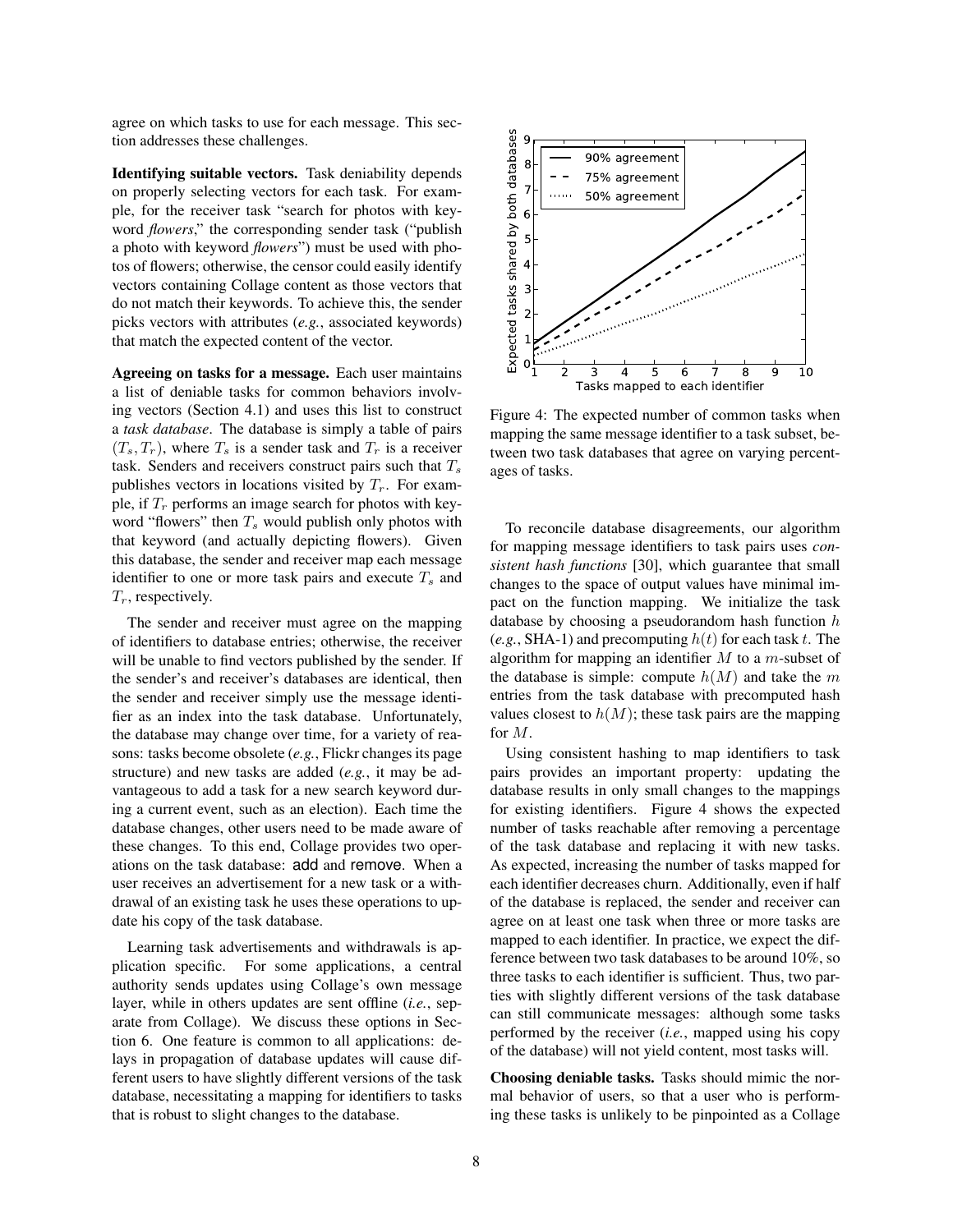agree on which tasks to use for each message. This section addresses these challenges.

**Identifying suitable vectors.** Task deniability depends on properly selecting vectors for each task. For example, for the receiver task "search for photos with keyword *flowers*," the corresponding sender task ("publish a photo with keyword *flowers*") must be used with photos of flowers; otherwise, the censor could easily identify vectors containing Collage content as those vectors that do not match their keywords. To achieve this, the sender picks vectors with attributes (*e.g.*, associated keywords) that match the expected content of the vector.

**Agreeing on tasks for a message.** Each user maintains a list of deniable tasks for common behaviors involving vectors (Section 4.1) and uses this list to construct a *task database*. The database is simply a table of pairs $(T_s, T_r)$, where $T_s$ is a sender task and $T_r$ is a receiver task. Senders and receivers construct pairs such that $T_s$ publishes vectors in locations visited by $T_r$. For example, if $T_r$ performs an image search for photos with keyword "flowers" then $T_s$ would publish only photos with that keyword (and actually depicting flowers). Given this database, the sender and receiver map each message identifier to one or more task pairs and execute $T_s$ and $T_r$, respectively.

The sender and receiver must agree on the mapping of identifiers to database entries; otherwise, the receiver will be unable to find vectors published by the sender. If the sender's and receiver's databases are identical, then the sender and receiver simply use the message identifier as an index into the task database. Unfortunately, the database may change over time, for a variety of reasons: tasks become obsolete (*e.g.*, Flickr changes its page structure) and new tasks are added (*e.g.*, it may be advantageous to add a task for a new search keyword during a current event, such as an election). Each time the database changes, other users need to be made aware of these changes. To this end, Collage provides two operations on the task database: add and remove. When a user receives an advertisement for a new task or a withdrawal of an existing task he uses these operations to update his copy of the task database.

Learning task advertisements and withdrawals is application specific. For some applications, a central authority sends updates using Collage's own message layer, while in others updates are sent offline (*i.e.*, separate from Collage). We discuss these options in Section 6. One feature is common to all applications: delays in propagation of database updates will cause different users to have slightly different versions of the task database, necessitating a mapping for identifiers to tasks that is robust to slight changes to the database.

Figure 4: The expected number of common tasks when mapping the same message identifier to a task subset, between two task databases that agree on varying percentages of tasks.

To reconcile database disagreements, our algorithm for mapping message identifiers to task pairs uses *consistent hash functions* [30], which guarantee that small changes to the space of output values have minimal impact on the function mapping. We initialize the task database by choosing a pseudorandom hash function $h$ (*e.g.*, SHA-1) and precomputing $h(t)$ for each task $t$. The algorithm for mapping an identifier $M$ to a $m$-subset of the database is simple: compute $h(M)$ and take the $m$ entries from the task database with precomputed hash values closest to $h(M)$; these task pairs are the mapping for $M$.

Using consistent hashing to map identifiers to task pairs provides an important property: updating the database results in only small changes to the mappings for existing identifiers. Figure 4 shows the expected number of tasks reachable after removing a percentage of the task database and replacing it with new tasks. As expected, increasing the number of tasks mapped for each identifier decreases churn. Additionally, even if half of the database is replaced, the sender and receiver can agree on at least one task when three or more tasks are mapped to each identifier. In practice, we expect the difference between two task databases to be around 10%, so three tasks to each identifier is sufficient. Thus, two parties with slightly different versions of the task database can still communicate messages: although some tasks performed by the receiver (*i.e.*, mapped using his copy of the database) will not yield content, most tasks will.

**Choosing deniable tasks.** Tasks should mimic the normal behavior of users, so that a user who is performing these tasks is unlikely to be pinpointed as a Collage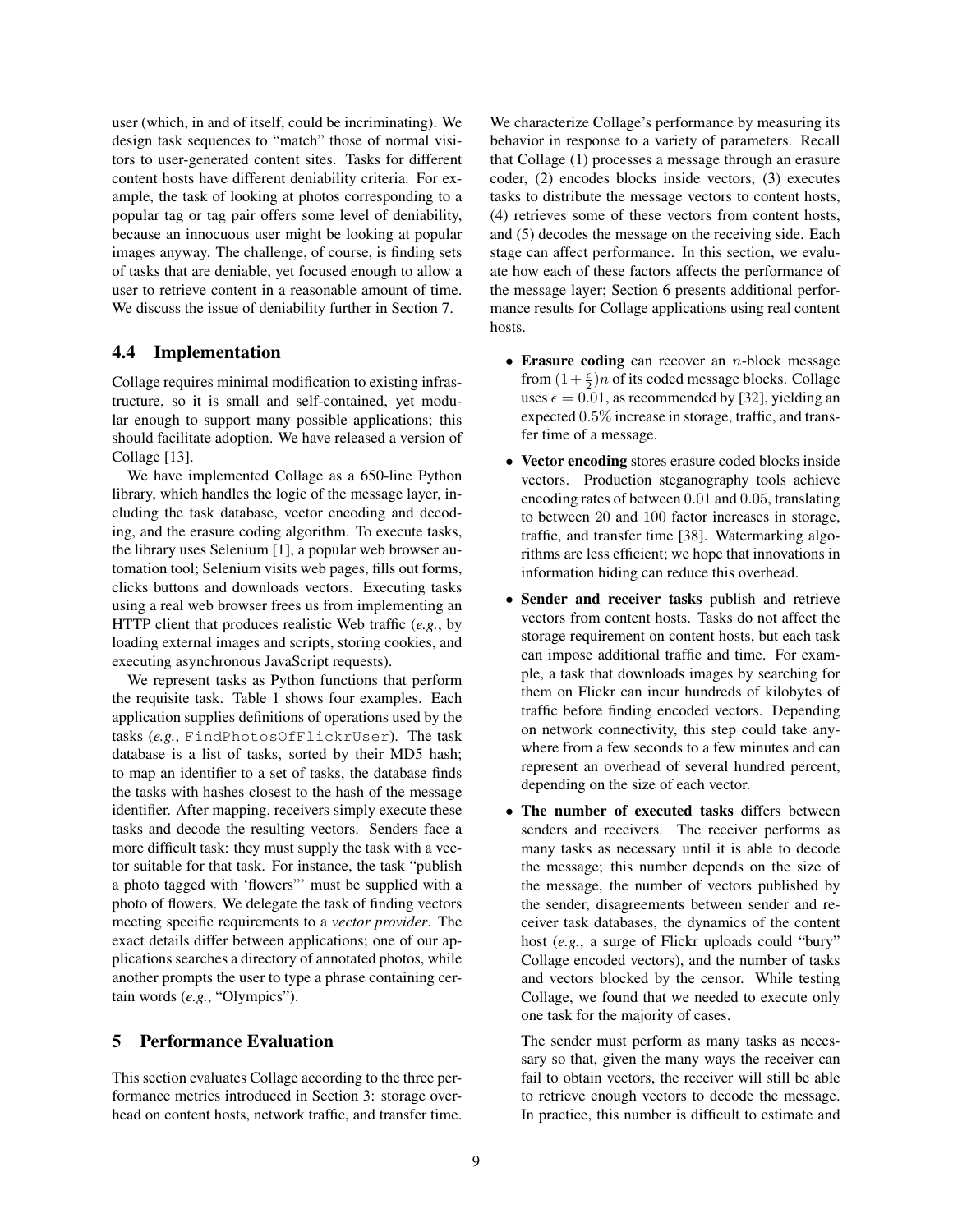user (which, in and of itself, could be incriminating). We design task sequences to "match" those of normal visitors to user-generated content sites. Tasks for different content hosts have different deniability criteria. For example, the task of looking at photos corresponding to a popular tag or tag pair offers some level of deniability, because an innocuous user might be looking at popular images anyway. The challenge, of course, is finding sets of tasks that are deniable, yet focused enough to allow a user to retrieve content in a reasonable amount of time. We discuss the issue of deniability further in Section 7.

### 4.4 Implementation

Collage requires minimal modification to existing infrastructure, so it is small and self-contained, yet modular enough to support many possible applications; this should facilitate adoption. We have released a version of Collage [13].

We have implemented Collage as a 650-line Python library, which handles the logic of the message layer, including the task database, vector encoding and decoding, and the erasure coding algorithm. To execute tasks, the library uses Selenium [1], a popular web browser automation tool; Selenium visits web pages, fills out forms, clicks buttons and downloads vectors. Executing tasks using a real web browser frees us from implementing an HTTP client that produces realistic Web traffic (*e.g.*, by loading external images and scripts, storing cookies, and executing asynchronous JavaScript requests).

We represent tasks as Python functions that perform the requisite task. Table 1 shows four examples. Each application supplies definitions of operations used by the tasks (*e.g.*, `FindPhotosOfFlickrUser`). The task database is a list of tasks, sorted by their MD5 hash; to map an identifier to a set of tasks, the database finds the tasks with hashes closest to the hash of the message identifier. After mapping, receivers simply execute these tasks and decode the resulting vectors. Senders face a more difficult task: they must supply the task with a vector suitable for that task. For instance, the task "publish a photo tagged with 'flowers"' must be supplied with a photo of flowers. We delegate the task of finding vectors meeting specific requirements to a *vector provider*. The exact details differ between applications; one of our applications searches a directory of annotated photos, while another prompts the user to type a phrase containing certain words (*e.g.*, "Olympics").

## 5 Performance Evaluation

This section evaluates Collage according to the three performance metrics introduced in Section 3: storage overhead on content hosts, network traffic, and transfer time. We characterize Collage's performance by measuring its behavior in response to a variety of parameters. Recall that Collage (1) processes a message through an erasure coder, (2) encodes blocks inside vectors, (3) executes tasks to distribute the message vectors to content hosts, (4) retrieves some of these vectors from content hosts, and (5) decodes the message on the receiving side. Each stage can affect performance. In this section, we evaluate how each of these factors affects the performance of the message layer; Section 6 presents additional performance results for Collage applications using real content hosts.

- **Erasure coding** can recover an $n$-block message from $(1+\frac{\epsilon}{2})n$ of its coded message blocks. Collage uses $\epsilon = 0.01$, as recommended by [32], yielding an expected $0.5\%$ increase in storage, traffic, and transfer time of a message.
- **Vector encoding** stores erasure coded blocks inside vectors. Production steganography tools achieve encoding rates of between $0.01$ and $0.05$, translating to between $20$ and $100$ factor increases in storage, traffic, and transfer time [38]. Watermarking algorithms are less efficient; we hope that innovations in information hiding can reduce this overhead.
- **Sender and receiver tasks** publish and retrieve vectors from content hosts. Tasks do not affect the storage requirement on content hosts, but each task can impose additional traffic and time. For example, a task that downloads images by searching for them on Flickr can incur hundreds of kilobytes of traffic before finding encoded vectors. Depending on network connectivity, this step could take anywhere from a few seconds to a few minutes and can represent an overhead of several hundred percent, depending on the size of each vector.
- **The number of executed tasks** differs between senders and receivers. The receiver performs as many tasks as necessary until it is able to decode the message; this number depends on the size of the message, the number of vectors published by the sender, disagreements between sender and receiver task databases, the dynamics of the content host (*e.g.*, a surge of Flickr uploads could "bury" Collage encoded vectors), and the number of tasks and vectors blocked by the censor. While testing Collage, we found that we needed to execute only one task for the majority of cases.

  The sender must perform as many tasks as necessary so that, given the many ways the receiver can fail to obtain vectors, the receiver will still be able to retrieve enough vectors to decode the message. In practice, this number is difficult to estimate and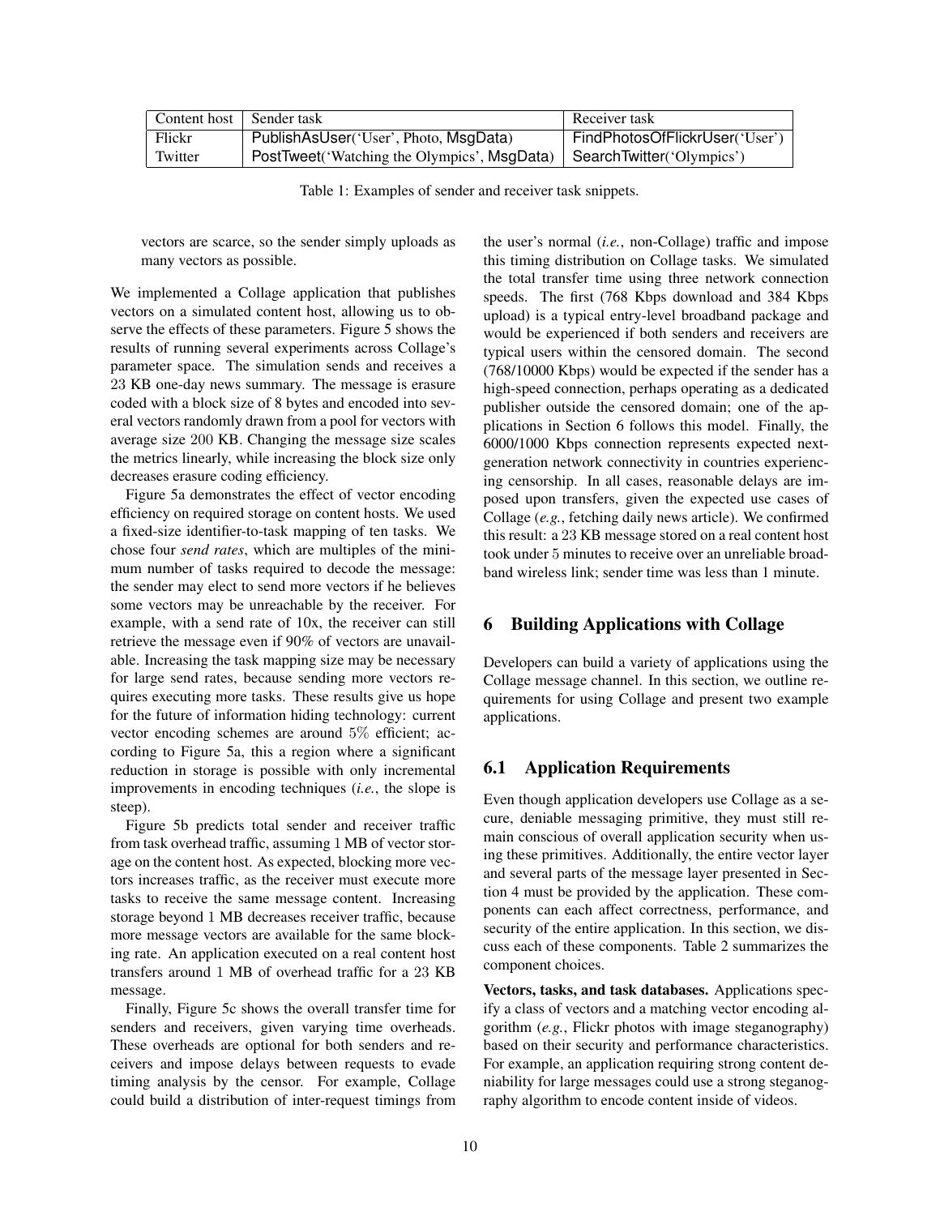| Content host | Sender task | Receiver task |
|---|---|---|
| Flickr | PublishAsUser('User', Photo, MsgData) | FindPhotosOfFlickrUser('User') |
| Twitter | PostTweet('Watching the Olympics', MsgData) | SearchTwitter('Olympics') |

Table 1: Examples of sender and receiver task snippets.

vectors are scarce, so the sender simply uploads as many vectors as possible.

We implemented a Collage application that publishes vectors on a simulated content host, allowing us to observe the effects of these parameters. Figure 5 shows the results of running several experiments across Collage's parameter space. The simulation sends and receives a 23 KB one-day news summary. The message is erasure coded with a block size of 8 bytes and encoded into several vectors randomly drawn from a pool for vectors with average size 200 KB. Changing the message size scales the metrics linearly, while increasing the block size only decreases erasure coding efficiency.

Figure 5a demonstrates the effect of vector encoding efficiency on required storage on content hosts. We used a fixed-size identifier-to-task mapping of ten tasks. We chose four *send rates*, which are multiples of the minimum number of tasks required to decode the message: the sender may elect to send more vectors if he believes some vectors may be unreachable by the receiver. For example, with a send rate of 10x, the receiver can still retrieve the message even if 90% of vectors are unavailable. Increasing the task mapping size may be necessary for large send rates, because sending more vectors requires executing more tasks. These results give us hope for the future of information hiding technology: current vector encoding schemes are around 5% efficient; according to Figure 5a, this a region where a significant reduction in storage is possible with only incremental improvements in encoding techniques (*i.e.*, the slope is steep).

Figure 5b predicts total sender and receiver traffic from task overhead traffic, assuming 1 MB of vector storage on the content host. As expected, blocking more vectors increases traffic, as the receiver must execute more tasks to receive the same message content. Increasing storage beyond 1 MB decreases receiver traffic, because more message vectors are available for the same blocking rate. An application executed on a real content host transfers around 1 MB of overhead traffic for a 23 KB message.

Finally, Figure 5c shows the overall transfer time for senders and receivers, given varying time overheads. These overheads are optional for both senders and receivers and impose delays between requests to evade timing analysis by the censor. For example, Collage could build a distribution of inter-request timings from the user's normal (*i.e.*, non-Collage) traffic and impose this timing distribution on Collage tasks. We simulated the total transfer time using three network connection speeds. The first (768 Kbps download and 384 Kbps upload) is a typical entry-level broadband package and would be experienced if both senders and receivers are typical users within the censored domain. The second (768/10000 Kbps) would be expected if the sender has a high-speed connection, perhaps operating as a dedicated publisher outside the censored domain; one of the applications in Section 6 follows this model. Finally, the 6000/1000 Kbps connection represents expected next-generation network connectivity in countries experiencing censorship. In all cases, reasonable delays are imposed upon transfers, given the expected use cases of Collage (*e.g.*, fetching daily news article). We confirmed this result: a 23 KB message stored on a real content host took under 5 minutes to receive over an unreliable broadband wireless link; sender time was less than 1 minute.

# 6 Building Applications with Collage

Developers can build a variety of applications using the Collage message channel. In this section, we outline requirements for using Collage and present two example applications.

## 6.1 Application Requirements

Even though application developers use Collage as a secure, deniable messaging primitive, they must still remain conscious of overall application security when using these primitives. Additionally, the entire vector layer and several parts of the message layer presented in Section 4 must be provided by the application. These components can each affect correctness, performance, and security of the entire application. In this section, we discuss each of these components. Table 2 summarizes the component choices.

**Vectors, tasks, and task databases.** Applications specify a class of vectors and a matching vector encoding algorithm (*e.g.*, Flickr photos with image steganography) based on their security and performance characteristics. For example, an application requiring strong content deniability for large messages could use a strong steganography algorithm to encode content inside of videos.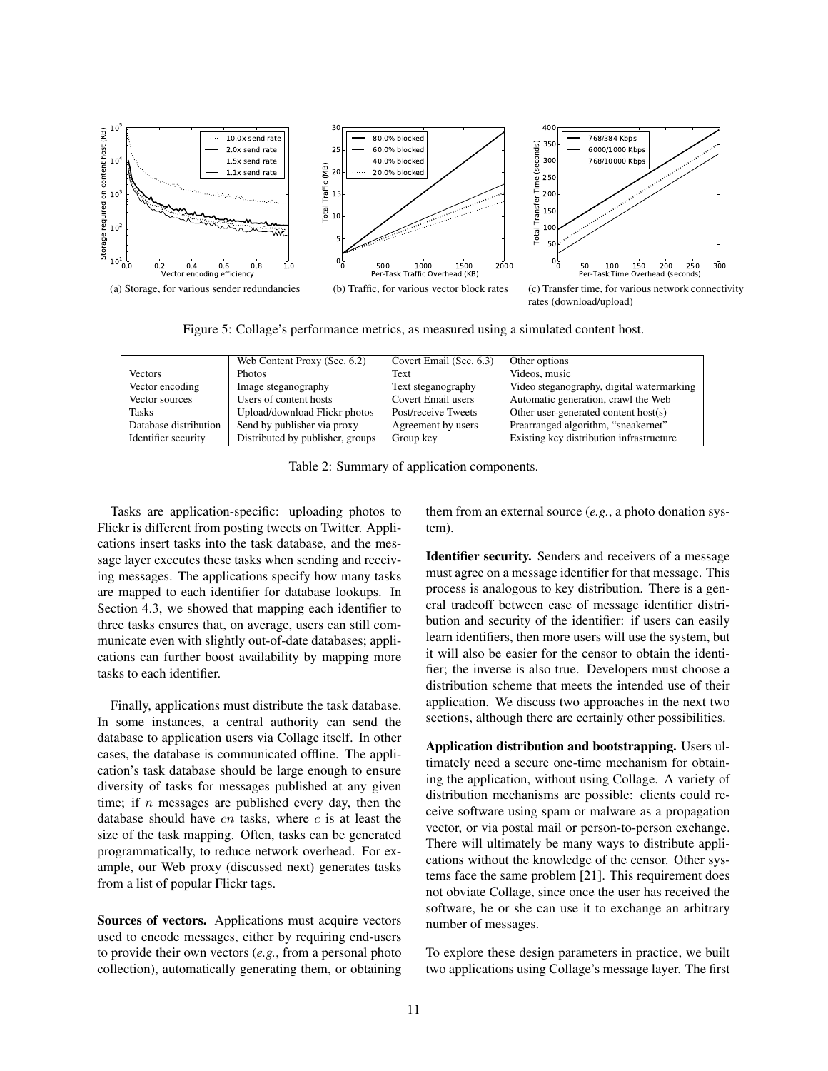(a) Storage, for various sender redundancies

(b) Traffic, for various vector block rates

(c) Transfer time, for various network connectivity rates (download/upload)

Figure 5: Collage's performance metrics, as measured using a simulated content host.

| | Web Content Proxy (Sec. 6.2) | Covert Email (Sec. 6.3) | Other options |
|---|---|---|---|
| Vectors | Photos | Text | Videos, music |
| Vector encoding | Image steganography | Text steganography | Video steganography, digital watermarking |
| Vector sources | Users of content hosts | Covert Email users | Automatic generation, crawl the Web |
| Tasks | Upload/download Flickr photos | Post/receive Tweets | Other user-generated content host(s) |
| Database distribution | Send by publisher via proxy | Agreement by users | Prearranged algorithm, "sneakernet" |
| Identifier security | Distributed by publisher, groups | Group key | Existing key distribution infrastructure |

Table 2: Summary of application components.

Tasks are application-specific: uploading photos to Flickr is different from posting tweets on Twitter. Applications insert tasks into the task database, and the message layer executes these tasks when sending and receiving messages. The applications specify how many tasks are mapped to each identifier for database lookups. In Section 4.3, we showed that mapping each identifier to three tasks ensures that, on average, users can still communicate even with slightly out-of-date databases; applications can further boost availability by mapping more tasks to each identifier.

Finally, applications must distribute the task database. In some instances, a central authority can send the database to application users via Collage itself. In other cases, the database is communicated offline. The application's task database should be large enough to ensure diversity of tasks for messages published at any given time; if $n$ messages are published every day, then the database should have $cn$ tasks, where $c$ is at least the size of the task mapping. Often, tasks can be generated programmatically, to reduce network overhead. For example, our Web proxy (discussed next) generates tasks from a list of popular Flickr tags.

**Sources of vectors.** Applications must acquire vectors used to encode messages, either by requiring end-users to provide their own vectors (*e.g.*, from a personal photo collection), automatically generating them, or obtaining them from an external source (*e.g.*, a photo donation system).

**Identifier security.** Senders and receivers of a message must agree on a message identifier for that message. This process is analogous to key distribution. There is a general tradeoff between ease of message identifier distribution and security of the identifier: if users can easily learn identifiers, then more users will use the system, but it will also be easier for the censor to obtain the identifier; the inverse is also true. Developers must choose a distribution scheme that meets the intended use of their application. We discuss two approaches in the next two sections, although there are certainly other possibilities.

**Application distribution and bootstrapping.** Users ultimately need a secure one-time mechanism for obtaining the application, without using Collage. A variety of distribution mechanisms are possible: clients could receive software using spam or malware as a propagation vector, or via postal mail or person-to-person exchange. There will ultimately be many ways to distribute applications without the knowledge of the censor. Other systems face the same problem [21]. This requirement does not obviate Collage, since once the user has received the software, he or she can use it to exchange an arbitrary number of messages.

To explore these design parameters in practice, we built two applications using Collage's message layer. The first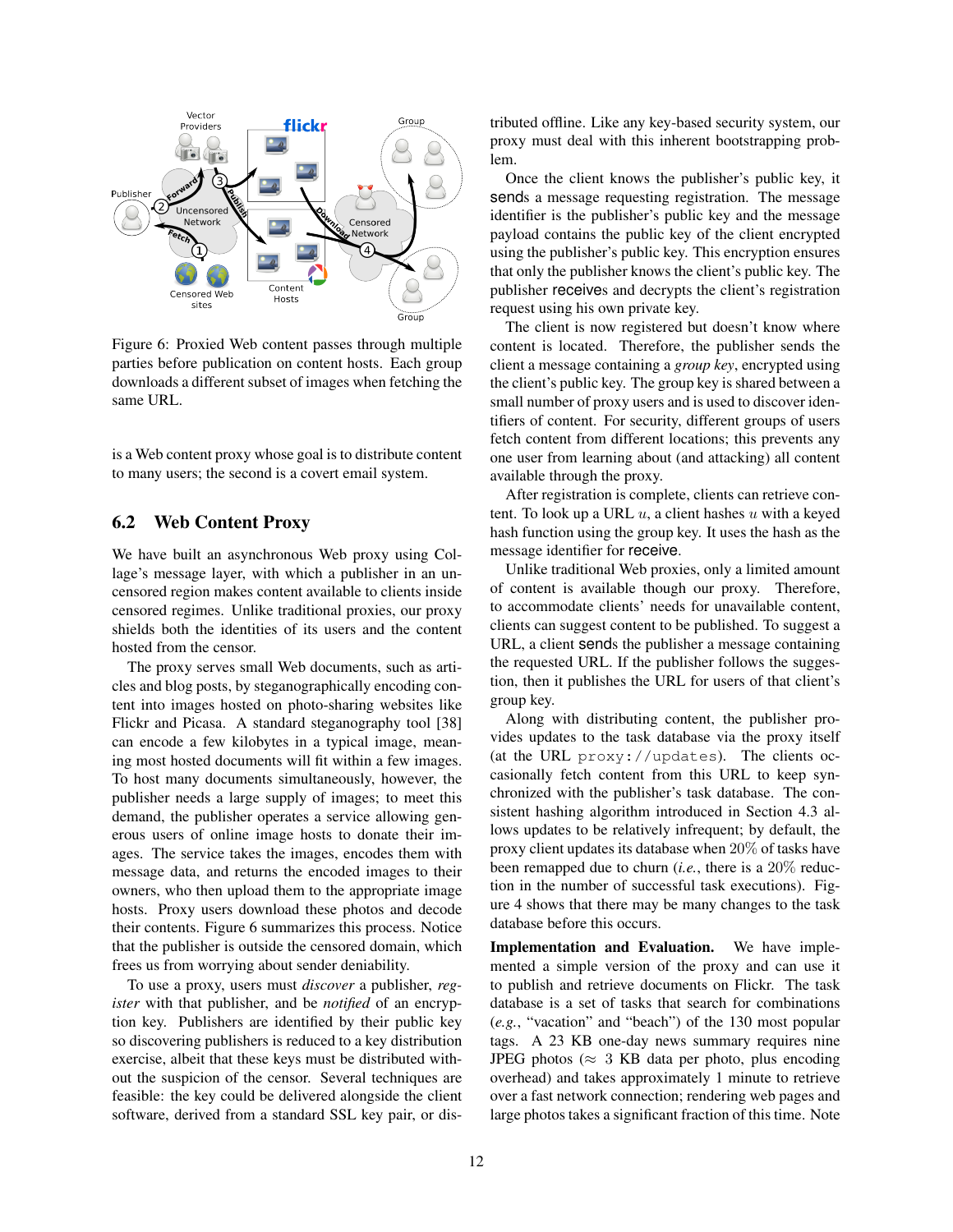Figure 6: Proxied Web content passes through multiple parties before publication on content hosts. Each group downloads a different subset of images when fetching the same URL.

is a Web content proxy whose goal is to distribute content to many users; the second is a covert email system.

## 6.2 Web Content Proxy

We have built an asynchronous Web proxy using Collage's message layer, with which a publisher in an uncensored region makes content available to clients inside censored regimes. Unlike traditional proxies, our proxy shields both the identities of its users and the content hosted from the censor.

The proxy serves small Web documents, such as articles and blog posts, by steganographically encoding content into images hosted on photo-sharing websites like Flickr and Picasa. A standard steganography tool [38] can encode a few kilobytes in a typical image, meaning most hosted documents will fit within a few images. To host many documents simultaneously, however, the publisher needs a large supply of images; to meet this demand, the publisher operates a service allowing generous users of online image hosts to donate their images. The service takes the images, encodes them with message data, and returns the encoded images to their owners, who then upload them to the appropriate image hosts. Proxy users download these photos and decode their contents. Figure 6 summarizes this process. Notice that the publisher is outside the censored domain, which frees us from worrying about sender deniability.

To use a proxy, users must *discover* a publisher, *register* with that publisher, and be *notified* of an encryption key. Publishers are identified by their public key so discovering publishers is reduced to a key distribution exercise, albeit that these keys must be distributed without the suspicion of the censor. Several techniques are feasible: the key could be delivered alongside the client software, derived from a standard SSL key pair, or distributed offline. Like any key-based security system, our proxy must deal with this inherent bootstrapping problem.

Once the client knows the publisher's public key, it sends a message requesting registration. The message identifier is the publisher's public key and the message payload contains the public key of the client encrypted using the publisher's public key. This encryption ensures that only the publisher knows the client's public key. The publisher receives and decrypts the client's registration request using his own private key.

The client is now registered but doesn't know where content is located. Therefore, the publisher sends the client a message containing a *group key*, encrypted using the client's public key. The group key is shared between a small number of proxy users and is used to discover identifiers of content. For security, different groups of users fetch content from different locations; this prevents any one user from learning about (and attacking) all content available through the proxy.

After registration is complete, clients can retrieve content. To look up a URL $u$, a client hashes $u$ with a keyed hash function using the group key. It uses the hash as the message identifier for receive.

Unlike traditional Web proxies, only a limited amount of content is available though our proxy. Therefore, to accommodate clients' needs for unavailable content, clients can suggest content to be published. To suggest a URL, a client sends the publisher a message containing the requested URL. If the publisher follows the suggestion, then it publishes the URL for users of that client's group key.

Along with distributing content, the publisher provides updates to the task database via the proxy itself (at the URL `proxy://updates`). The clients occasionally fetch content from this URL to keep synchronized with the publisher's task database. The consistent hashing algorithm introduced in Section 4.3 allows updates to be relatively infrequent; by default, the proxy client updates its database when 20% of tasks have been remapped due to churn (*i.e.*, there is a 20% reduction in the number of successful task executions). Figure 4 shows that there may be many changes to the task database before this occurs.

**Implementation and Evaluation.** We have implemented a simple version of the proxy and can use it to publish and retrieve documents on Flickr. The task database is a set of tasks that search for combinations (*e.g.*, "vacation" and "beach") of the 130 most popular tags. A 23 KB one-day news summary requires nine JPEG photos ($\approx$ 3 KB data per photo, plus encoding overhead) and takes approximately 1 minute to retrieve over a fast network connection; rendering web pages and large photos takes a significant fraction of this time. Note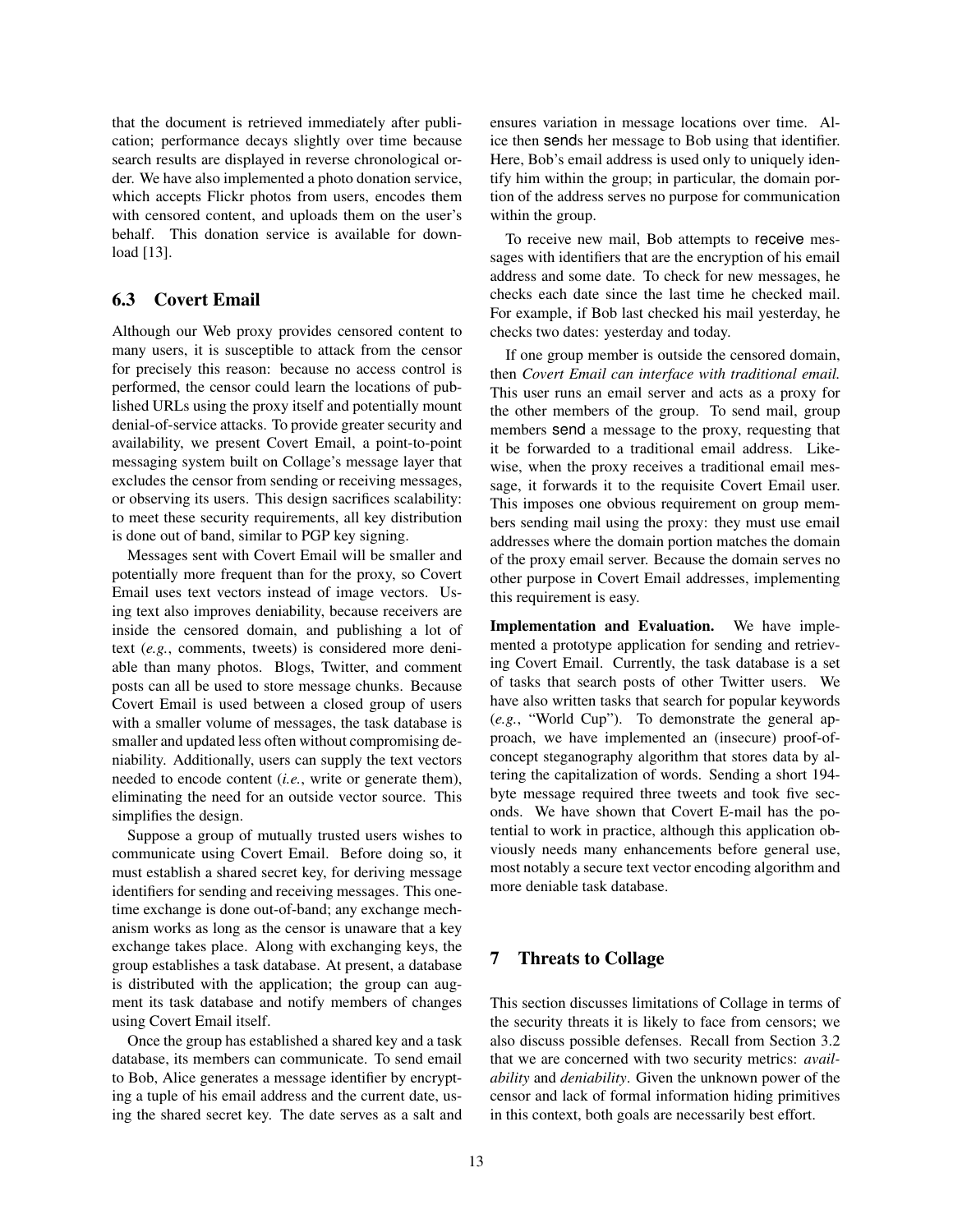that the document is retrieved immediately after publication; performance decays slightly over time because search results are displayed in reverse chronological order. We have also implemented a photo donation service, which accepts Flickr photos from users, encodes them with censored content, and uploads them on the user's behalf. This donation service is available for download [13].

## 6.3 Covert Email

Although our Web proxy provides censored content to many users, it is susceptible to attack from the censor for precisely this reason: because no access control is performed, the censor could learn the locations of published URLs using the proxy itself and potentially mount denial-of-service attacks. To provide greater security and availability, we present Covert Email, a point-to-point messaging system built on Collage's message layer that excludes the censor from sending or receiving messages, or observing its users. This design sacrifices scalability: to meet these security requirements, all key distribution is done out of band, similar to PGP key signing.

Messages sent with Covert Email will be smaller and potentially more frequent than for the proxy, so Covert Email uses text vectors instead of image vectors. Using text also improves deniability, because receivers are inside the censored domain, and publishing a lot of text (*e.g.*, comments, tweets) is considered more deniable than many photos. Blogs, Twitter, and comment posts can all be used to store message chunks. Because Covert Email is used between a closed group of users with a smaller volume of messages, the task database is smaller and updated less often without compromising deniability. Additionally, users can supply the text vectors needed to encode content (*i.e.*, write or generate them), eliminating the need for an outside vector source. This simplifies the design.

Suppose a group of mutually trusted users wishes to communicate using Covert Email. Before doing so, it must establish a shared secret key, for deriving message identifiers for sending and receiving messages. This one-time exchange is done out-of-band; any exchange mechanism works as long as the censor is unaware that a key exchange takes place. Along with exchanging keys, the group establishes a task database. At present, a database is distributed with the application; the group can augment its task database and notify members of changes using Covert Email itself.

Once the group has established a shared key and a task database, its members can communicate. To send email to Bob, Alice generates a message identifier by encrypting a tuple of his email address and the current date, using the shared secret key. The date serves as a salt and ensures variation in message locations over time. Alice then `send`s her message to Bob using that identifier. Here, Bob's email address is used only to uniquely identify him within the group; in particular, the domain portion of the address serves no purpose for communication within the group.

To receive new mail, Bob attempts to `receive` messages with identifiers that are the encryption of his email address and some date. To check for new messages, he checks each date since the last time he checked mail. For example, if Bob last checked his mail yesterday, he checks two dates: yesterday and today.

If one group member is outside the censored domain, then *Covert Email can interface with traditional email.* This user runs an email server and acts as a proxy for the other members of the group. To send mail, group members `send` a message to the proxy, requesting that it be forwarded to a traditional email address. Likewise, when the proxy receives a traditional email message, it forwards it to the requisite Covert Email user. This imposes one obvious requirement on group members sending mail using the proxy: they must use email addresses where the domain portion matches the domain of the proxy email server. Because the domain serves no other purpose in Covert Email addresses, implementing this requirement is easy.

**Implementation and Evaluation.** We have implemented a prototype application for sending and retrieving Covert Email. Currently, the task database is a set of tasks that search posts of other Twitter users. We have also written tasks that search for popular keywords (*e.g.*, "World Cup"). To demonstrate the general approach, we have implemented an (insecure) proof-of-concept steganography algorithm that stores data by altering the capitalization of words. Sending a short 194-byte message required three tweets and took five seconds. We have shown that Covert E-mail has the potential to work in practice, although this application obviously needs many enhancements before general use, most notably a secure text vector encoding algorithm and more deniable task database.

# 7 Threats to Collage

This section discusses limitations of Collage in terms of the security threats it is likely to face from censors; we also discuss possible defenses. Recall from Section 3.2 that we are concerned with two security metrics: *availability* and *deniability*. Given the unknown power of the censor and lack of formal information hiding primitives in this context, both goals are necessarily best effort.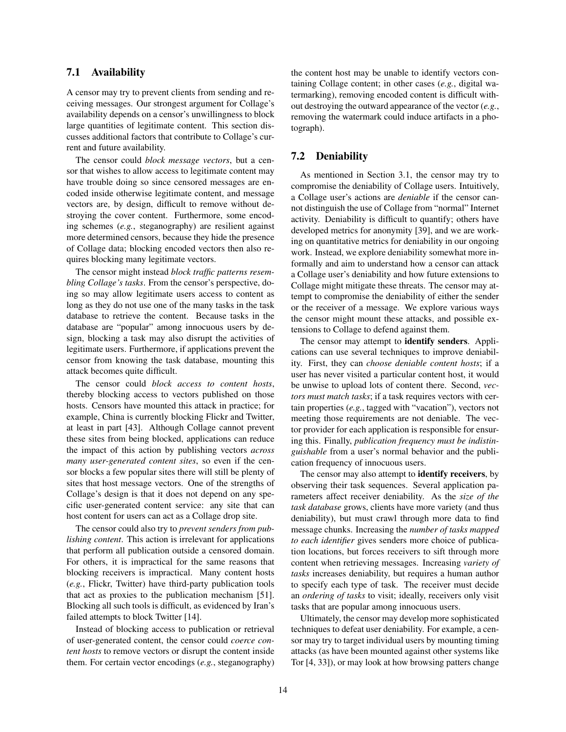### 7.1 Availability

A censor may try to prevent clients from sending and receiving messages. Our strongest argument for Collage's availability depends on a censor's unwillingness to block large quantities of legitimate content. This section discusses additional factors that contribute to Collage's current and future availability.

The censor could *block message vectors*, but a censor that wishes to allow access to legitimate content may have trouble doing so since censored messages are encoded inside otherwise legitimate content, and message vectors are, by design, difficult to remove without destroying the cover content. Furthermore, some encoding schemes (*e.g.*, steganography) are resilient against more determined censors, because they hide the presence of Collage data; blocking encoded vectors then also requires blocking many legitimate vectors.

The censor might instead *block traffic patterns resembling Collage's tasks*. From the censor's perspective, doing so may allow legitimate users access to content as long as they do not use one of the many tasks in the task database to retrieve the content. Because tasks in the database are "popular" among innocuous users by design, blocking a task may also disrupt the activities of legitimate users. Furthermore, if applications prevent the censor from knowing the task database, mounting this attack becomes quite difficult.

The censor could *block access to content hosts*, thereby blocking access to vectors published on those hosts. Censors have mounted this attack in practice; for example, China is currently blocking Flickr and Twitter, at least in part [43]. Although Collage cannot prevent these sites from being blocked, applications can reduce the impact of this action by publishing vectors *across many user-generated content sites*, so even if the censor blocks a few popular sites there will still be plenty of sites that host message vectors. One of the strengths of Collage's design is that it does not depend on any specific user-generated content service: any site that can host content for users can act as a Collage drop site.

The censor could also try to *prevent senders from publishing content*. This action is irrelevant for applications that perform all publication outside a censored domain. For others, it is impractical for the same reasons that blocking receivers is impractical. Many content hosts (*e.g.*, Flickr, Twitter) have third-party publication tools that act as proxies to the publication mechanism [51]. Blocking all such tools is difficult, as evidenced by Iran's failed attempts to block Twitter [14].

Instead of blocking access to publication or retrieval of user-generated content, the censor could *coerce content hosts* to remove vectors or disrupt the content inside them. For certain vector encodings (*e.g.*, steganography) the content host may be unable to identify vectors containing Collage content; in other cases (*e.g.*, digital watermarking), removing encoded content is difficult without destroying the outward appearance of the vector (*e.g.*, removing the watermark could induce artifacts in a photograph).

### 7.2 Deniability

As mentioned in Section 3.1, the censor may try to compromise the deniability of Collage users. Intuitively, a Collage user's actions are *deniable* if the censor cannot distinguish the use of Collage from "normal" Internet activity. Deniability is difficult to quantify; others have developed metrics for anonymity [39], and we are working on quantitative metrics for deniability in our ongoing work. Instead, we explore deniability somewhat more informally and aim to understand how a censor can attack a Collage user's deniability and how future extensions to Collage might mitigate these threats. The censor may attempt to compromise the deniability of either the sender or the receiver of a message. We explore various ways the censor might mount these attacks, and possible extensions to Collage to defend against them.

The censor may attempt to **identify senders**. Applications can use several techniques to improve deniability. First, they can *choose deniable content hosts*; if a user has never visited a particular content host, it would be unwise to upload lots of content there. Second, *vectors must match tasks*; if a task requires vectors with certain properties (*e.g.*, tagged with "vacation"), vectors not meeting those requirements are not deniable. The vector provider for each application is responsible for ensuring this. Finally, *publication frequency must be indistinguishable* from a user's normal behavior and the publication frequency of innocuous users.

The censor may also attempt to **identify receivers**, by observing their task sequences. Several application parameters affect receiver deniability. As the *size of the task database* grows, clients have more variety (and thus deniability), but must crawl through more data to find message chunks. Increasing the *number of tasks mapped to each identifier* gives senders more choice of publication locations, but forces receivers to sift through more content when retrieving messages. Increasing *variety of tasks* increases deniability, but requires a human author to specify each type of task. The receiver must decide an *ordering of tasks* to visit; ideally, receivers only visit tasks that are popular among innocuous users.

Ultimately, the censor may develop more sophisticated techniques to defeat user deniability. For example, a censor may try to target individual users by mounting timing attacks (as have been mounted against other systems like Tor [4, 33]), or may look at how browsing patters change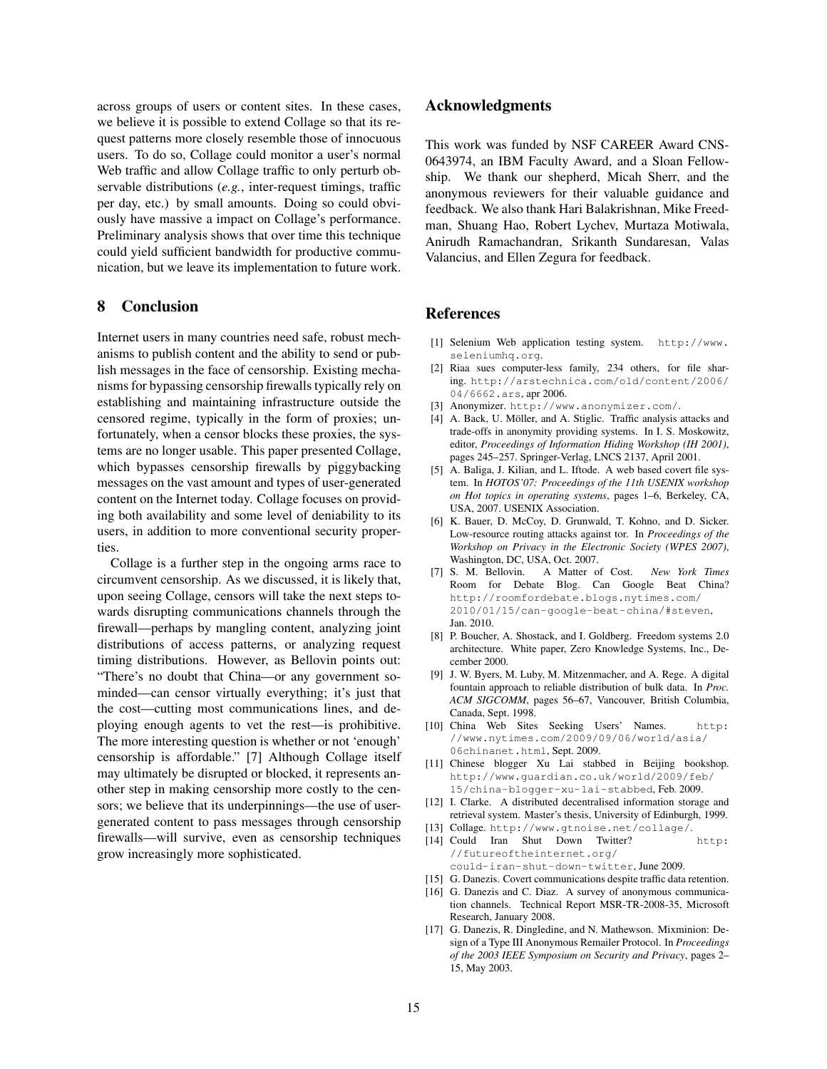across groups of users or content sites. In these cases, we believe it is possible to extend Collage so that its request patterns more closely resemble those of innocuous users. To do so, Collage could monitor a user's normal Web traffic and allow Collage traffic to only perturb observable distributions (*e.g.*, inter-request timings, traffic per day, etc.) by small amounts. Doing so could obviously have massive a impact on Collage's performance. Preliminary analysis shows that over time this technique could yield sufficient bandwidth for productive communication, but we leave its implementation to future work.

## 8 Conclusion

Internet users in many countries need safe, robust mechanisms to publish content and the ability to send or publish messages in the face of censorship. Existing mechanisms for bypassing censorship firewalls typically rely on establishing and maintaining infrastructure outside the censored regime, typically in the form of proxies; unfortunately, when a censor blocks these proxies, the systems are no longer usable. This paper presented Collage, which bypasses censorship firewalls by piggybacking messages on the vast amount and types of user-generated content on the Internet today. Collage focuses on providing both availability and some level of deniability to its users, in addition to more conventional security properties.

Collage is a further step in the ongoing arms race to circumvent censorship. As we discussed, it is likely that, upon seeing Collage, censors will take the next steps towards disrupting communications channels through the firewall—perhaps by mangling content, analyzing joint distributions of access patterns, or analyzing request timing distributions. However, as Bellovin points out: "There's no doubt that China—or any government so-minded—can censor virtually everything; it's just that the cost—cutting most communications lines, and deploying enough agents to vet the rest—is prohibitive. The more interesting question is whether or not 'enough' censorship is affordable." [7] Although Collage itself may ultimately be disrupted or blocked, it represents another step in making censorship more costly to the censors; we believe that its underpinnings—the use of user-generated content to pass messages through censorship firewalls—will survive, even as censorship techniques grow increasingly more sophisticated.

## Acknowledgments

This work was funded by NSF CAREER Award CNS-0643974, an IBM Faculty Award, and a Sloan Fellowship. We thank our shepherd, Micah Sherr, and the anonymous reviewers for their valuable guidance and feedback. We also thank Hari Balakrishnan, Mike Freedman, Shuang Hao, Robert Lychev, Murtaza Motiwala, Anirudh Ramachandran, Srikanth Sundaresan, Valas Valancius, and Ellen Zegura for feedback.

## References

[1] Selenium Web application testing system. http://www.seleniumhq.org.

[2] Riaa sues computer-less family, 234 others, for file sharing. http://arstechnica.com/old/content/2006/04/6662.ars, apr 2006.

[3] Anonymizer. http://www.anonymizer.com/.

[4] A. Back, U. Möller, and A. Stiglic. Traffic analysis attacks and trade-offs in anonymity providing systems. In I. S. Moskowitz, editor, *Proceedings of Information Hiding Workshop (IH 2001)*, pages 245–257. Springer-Verlag, LNCS 2137, April 2001.

[5] A. Baliga, J. Kilian, and L. Iftode. A web based covert file system. In *HOTOS'07: Proceedings of the 11th USENIX workshop on Hot topics in operating systems*, pages 1–6, Berkeley, CA, USA, 2007. USENIX Association.

[6] K. Bauer, D. McCoy, D. Grunwald, T. Kohno, and D. Sicker. Low-resource routing attacks against tor. In *Proceedings of the Workshop on Privacy in the Electronic Society (WPES 2007)*, Washington, DC, USA, Oct. 2007.

[7] S. M. Bellovin. A Matter of Cost. *New York Times* Room for Debate Blog. Can Google Beat China? http://roomfordebate.blogs.nytimes.com/2010/01/15/can-google-beat-china/#steven, Jan. 2010.

[8] P. Boucher, A. Shostack, and I. Goldberg. Freedom systems 2.0 architecture. White paper, Zero Knowledge Systems, Inc., December 2000.

[9] J. W. Byers, M. Luby, M. Mitzenmacher, and A. Rege. A digital fountain approach to reliable distribution of bulk data. In *Proc. ACM SIGCOMM*, pages 56–67, Vancouver, British Columbia, Canada, Sept. 1998.

[10] China Web Sites Seeking Users' Names. http://www.nytimes.com/2009/09/06/world/asia/06chinanet.html, Sept. 2009.

[11] Chinese blogger Xu Lai stabbed in Beijing bookshop. http://www.guardian.co.uk/world/2009/feb/15/china-blogger-xu-lai-stabbed, Feb. 2009.

[12] I. Clarke. A distributed decentralised information storage and retrieval system. Master's thesis, University of Edinburgh, 1999.

[13] Collage. http://www.gtnoise.net/collage/.

[14] Could Iran Shut Down Twitter? http://futureoftheinternet.org/could-iran-shut-down-twitter, June 2009.

[15] G. Danezis. Covert communications despite traffic data retention.

[16] G. Danezis and C. Diaz. A survey of anonymous communication channels. Technical Report MSR-TR-2008-35, Microsoft Research, January 2008.

[17] G. Danezis, R. Dingledine, and N. Mathewson. Mixminion: Design of a Type III Anonymous Remailer Protocol. In *Proceedings of the 2003 IEEE Symposium on Security and Privacy*, pages 2–15, May 2003.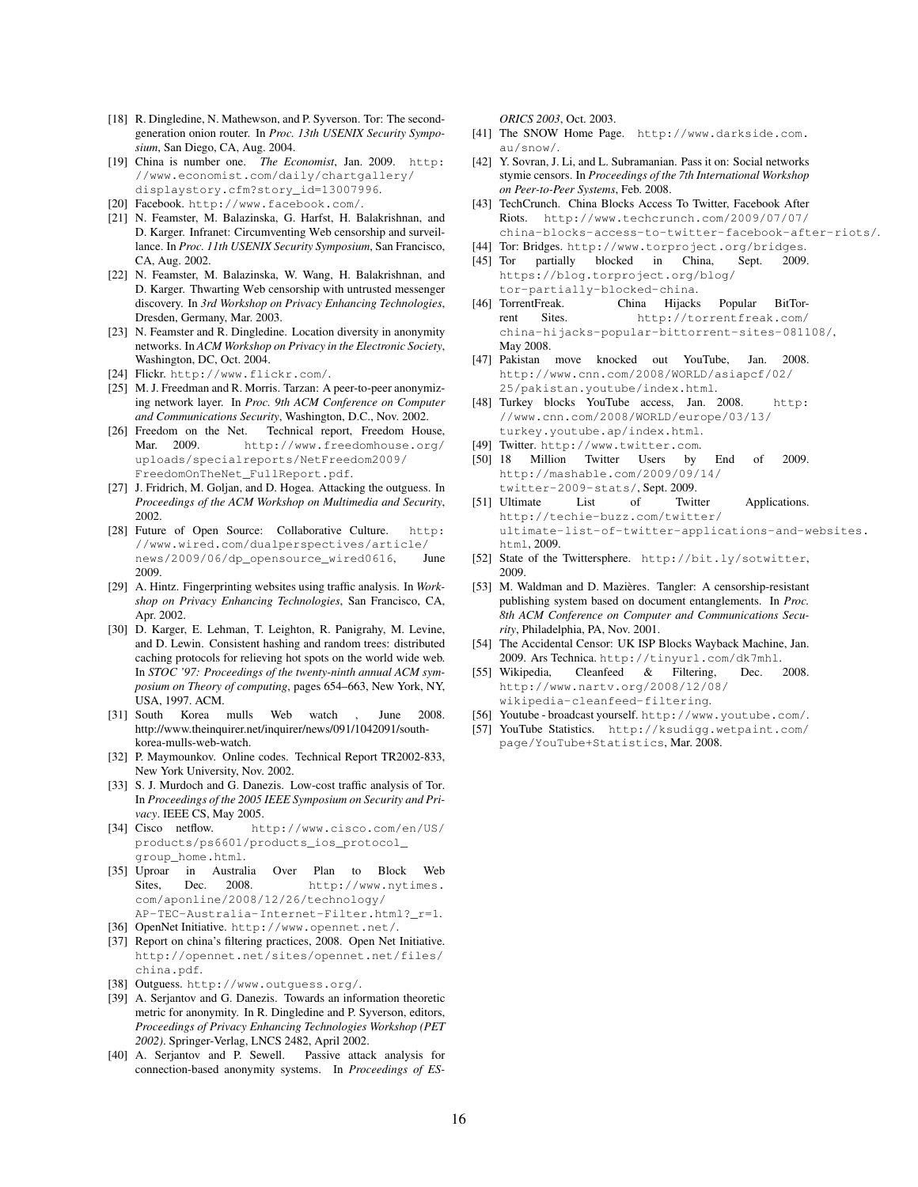[18] R. Dingledine, N. Mathewson, and P. Syverson. Tor: The second-generation onion router. In *Proc. 13th USENIX Security Symposium*, San Diego, CA, Aug. 2004.

[19] China is number one. *The Economist*, Jan. 2009. http://www.economist.com/daily/chartgallery/displaystory.cfm?story_id=13007996.

[20] Facebook. http://www.facebook.com/.

[21] N. Feamster, M. Balazinska, G. Harfst, H. Balakrishnan, and D. Karger. Infranet: Circumventing Web censorship and surveillance. In *Proc. 11th USENIX Security Symposium*, San Francisco, CA, Aug. 2002.

[22] N. Feamster, M. Balazinska, W. Wang, H. Balakrishnan, and D. Karger. Thwarting Web censorship with untrusted messenger discovery. In *3rd Workshop on Privacy Enhancing Technologies*, Dresden, Germany, Mar. 2003.

[23] N. Feamster and R. Dingledine. Location diversity in anonymity networks. In *ACM Workshop on Privacy in the Electronic Society*, Washington, DC, Oct. 2004.

[24] Flickr. http://www.flickr.com/.

[25] M. J. Freedman and R. Morris. Tarzan: A peer-to-peer anonymizing network layer. In *Proc. 9th ACM Conference on Computer and Communications Security*, Washington, D.C., Nov. 2002.

[26] Freedom on the Net. Technical report, Freedom House, Mar. 2009. http://www.freedomhouse.org/uploads/specialreports/NetFreedom2009/FreedomOnTheNet_FullReport.pdf.

[27] J. Fridrich, M. Goljan, and D. Hogea. Attacking the outguess. In *Proceedings of the ACM Workshop on Multimedia and Security*, 2002.

[28] Future of Open Source: Collaborative Culture. http://www.wired.com/dualperspectives/article/news/2009/06/dp_opensource_wired0616, June 2009.

[29] A. Hintz. Fingerprinting websites using traffic analysis. In *Workshop on Privacy Enhancing Technologies*, San Francisco, CA, Apr. 2002.

[30] D. Karger, E. Lehman, T. Leighton, R. Panigrahy, M. Levine, and D. Lewin. Consistent hashing and random trees: distributed caching protocols for relieving hot spots on the world wide web. In *STOC '97: Proceedings of the twenty-ninth annual ACM symposium on Theory of computing*, pages 654–663, New York, NY, USA, 1997. ACM.

[31] South Korea mulls Web watch , June 2008. http://www.theinquirer.net/inquirer/news/091/1042091/south-korea-mulls-web-watch.

[32] P. Maymounkov. Online codes. Technical Report TR2002-833, New York University, Nov. 2002.

[33] S. J. Murdoch and G. Danezis. Low-cost traffic analysis of Tor. In *Proceedings of the 2005 IEEE Symposium on Security and Privacy*. IEEE CS, May 2005.

[34] Cisco netflow. http://www.cisco.com/en/US/products/ps6601/products_ios_protocol_group_home.html.

[35] Uproar in Australia Over Plan to Block Web Sites, Dec. 2008. http://www.nytimes.com/aponline/2008/12/26/technology/AP-TEC-Australia-Internet-Filter.html?_r=1.

[36] OpenNet Initiative. http://www.opennet.net/.

[37] Report on china's filtering practices, 2008. Open Net Initiative. http://opennet.net/sites/opennet.net/files/china.pdf.

[38] Outguess. http://www.outguess.org/.

[39] A. Serjantov and G. Danezis. Towards an information theoretic metric for anonymity. In R. Dingledine and P. Syverson, editors, *Proceedings of Privacy Enhancing Technologies Workshop (PET 2002)*. Springer-Verlag, LNCS 2482, April 2002.

[40] A. Serjantov and P. Sewell. Passive attack analysis for connection-based anonymity systems. In *Proceedings of ESORICS 2003*, Oct. 2003.

[41] The SNOW Home Page. http://www.darkside.com.au/snow/.

[42] Y. Sovran, J. Li, and L. Subramanian. Pass it on: Social networks stymie censors. In *Proceedings of the 7th International Workshop on Peer-to-Peer Systems*, Feb. 2008.

[43] TechCrunch. China Blocks Access To Twitter, Facebook After Riots. http://www.techcrunch.com/2009/07/07/china-blocks-access-to-twitter-facebook-after-riots/.

[44] Tor: Bridges. http://www.torproject.org/bridges.

[45] Tor partially blocked in China, Sept. 2009. https://blog.torproject.org/blog/tor-partially-blocked-china.

[46] TorrentFreak. China Hijacks Popular BitTorrent Sites. http://torrentfreak.com/china-hijacks-popular-bittorrent-sites-081108/, May 2008.

[47] Pakistan move knocked out YouTube, Jan. 2008. http://www.cnn.com/2008/WORLD/asiapcf/02/25/pakistan.youtube/index.html.

[48] Turkey blocks YouTube access, Jan. 2008. http://www.cnn.com/2008/WORLD/europe/03/13/turkey.youtube.ap/index.html.

[49] Twitter. http://www.twitter.com.

[50] 18 Million Twitter Users by End of 2009. http://mashable.com/2009/09/14/twitter-2009-stats/, Sept. 2009.

[51] Ultimate List of Twitter Applications. http://techie-buzz.com/twitter/ultimate-list-of-twitter-applications-and-websites.html, 2009.

[52] State of the Twittersphere. http://bit.ly/sotwitter, 2009.

[53] M. Waldman and D. Mazières. Tangler: A censorship-resistant publishing system based on document entanglements. In *Proc. 8th ACM Conference on Computer and Communications Security*, Philadelphia, PA, Nov. 2001.

[54] The Accidental Censor: UK ISP Blocks Wayback Machine, Jan. 2009. Ars Technica. http://tinyurl.com/dk7mhl.

[55] Wikipedia, Cleanfeed & Filtering, Dec. 2008. http://www.nartv.org/2008/12/08/wikipedia-cleanfeed-filtering.

[56] Youtube - broadcast yourself. http://www.youtube.com/.

[57] YouTube Statistics. http://ksudigg.wetpaint.com/page/YouTube+Statistics, Mar. 2008.